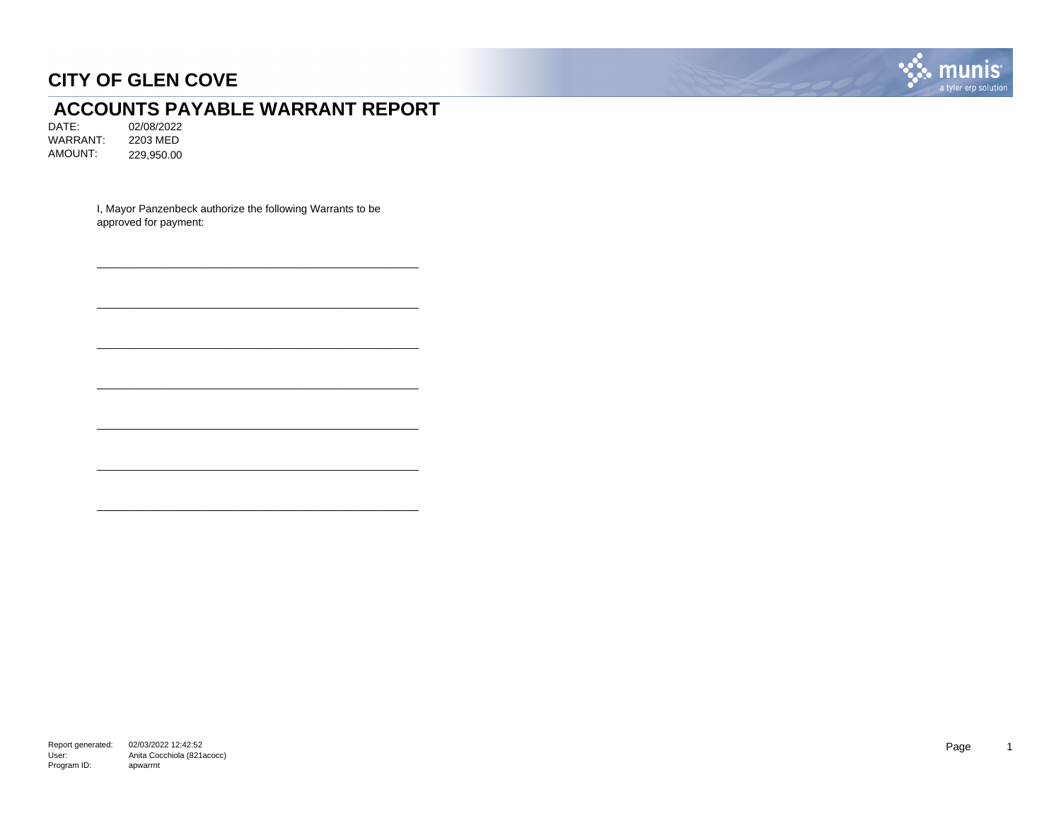# CITY OF GLEN COVE

## ACCOUNTS PAYABLE WARRANT REPORT

DATE: 02/08/2022
WARRANT: 2203 MED
AMOUNT: 229,950.00

I, Mayor Panzenbeck authorize the following Warrants to be approved for payment:

\_\_\_\_\_\_\_\_\_\_\_\_\_\_\_\_\_\_\_\_\_\_\_\_\_\_\_\_\_\_\_\_\_\_\_\_\_\_\_\_\_\_\_\_

\_\_\_\_\_\_\_\_\_\_\_\_\_\_\_\_\_\_\_\_\_\_\_\_\_\_\_\_\_\_\_\_\_\_\_\_\_\_\_\_\_\_\_\_

\_\_\_\_\_\_\_\_\_\_\_\_\_\_\_\_\_\_\_\_\_\_\_\_\_\_\_\_\_\_\_\_\_\_\_\_\_\_\_\_\_\_\_\_

\_\_\_\_\_\_\_\_\_\_\_\_\_\_\_\_\_\_\_\_\_\_\_\_\_\_\_\_\_\_\_\_\_\_\_\_\_\_\_\_\_\_\_\_

\_\_\_\_\_\_\_\_\_\_\_\_\_\_\_\_\_\_\_\_\_\_\_\_\_\_\_\_\_\_\_\_\_\_\_\_\_\_\_\_\_\_\_\_

\_\_\_\_\_\_\_\_\_\_\_\_\_\_\_\_\_\_\_\_\_\_\_\_\_\_\_\_\_\_\_\_\_\_\_\_\_\_\_\_\_\_\_\_

\_\_\_\_\_\_\_\_\_\_\_\_\_\_\_\_\_\_\_\_\_\_\_\_\_\_\_\_\_\_\_\_\_\_\_\_\_\_\_\_\_\_\_\_

Report generated: 02/03/2022 12:42:52
User: Anita Cocchiola (821acocc)
Program ID: apwarrnt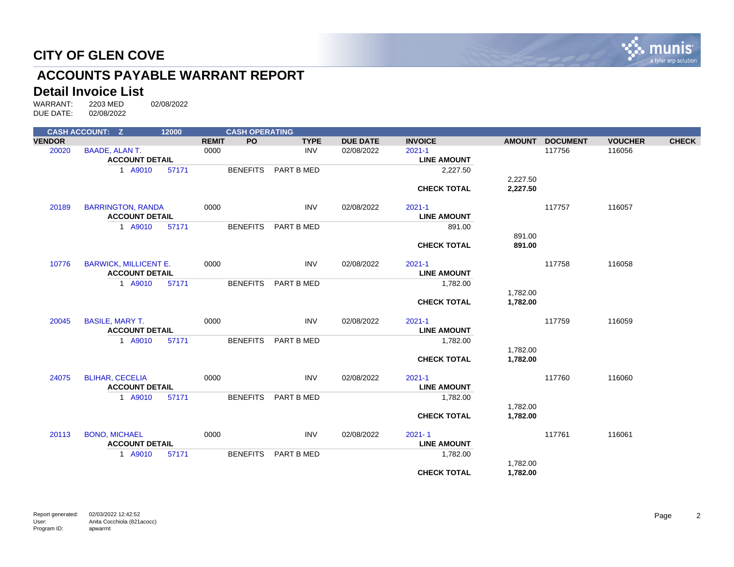# CITY OF GLEN COVE

## ACCOUNTS PAYABLE WARRANT REPORT

### Detail Invoice List

WARRANT: 2203 MED 02/08/2022
DUE DATE: 02/08/2022

| CASH ACCOUNT: Z | | 12000 | | CASH OPERATING | | | | | | | | |
|---|---|---|---|---|---|---|---|---|---|---|---|---|
| **VENDOR** | | | **REMIT** | **PO** | **TYPE** | **DUE DATE** | **INVOICE** | | **AMOUNT** | **DOCUMENT** | **VOUCHER** | **CHECK** |
| 20020 | BAADE, ALAN T. | | 0000 | | INV | 02/08/2022 | 2021-1 | | | 117756 | 116056 | |
| | **ACCOUNT DETAIL** | | | | | | | **LINE AMOUNT** | | | | |
| | 1 A9010 | 57171 | | BENEFITS | PART B MED | | | 2,227.50 | | | | |
| | | | | | | | | | 2,227.50 | | | |
| | | | | | | | | **CHECK TOTAL** | **2,227.50** | | | |
| 20189 | BARRINGTON, RANDA | | 0000 | | INV | 02/08/2022 | 2021-1 | | | 117757 | 116057 | |
| | **ACCOUNT DETAIL** | | | | | | | **LINE AMOUNT** | | | | |
| | 1 A9010 | 57171 | | BENEFITS | PART B MED | | | 891.00 | | | | |
| | | | | | | | | | 891.00 | | | |
| | | | | | | | | **CHECK TOTAL** | **891.00** | | | |
| 10776 | BARWICK, MILLICENT E. | | 0000 | | INV | 02/08/2022 | 2021-1 | | | 117758 | 116058 | |
| | **ACCOUNT DETAIL** | | | | | | | **LINE AMOUNT** | | | | |
| | 1 A9010 | 57171 | | BENEFITS | PART B MED | | | 1,782.00 | | | | |
| | | | | | | | | | 1,782.00 | | | |
| | | | | | | | | **CHECK TOTAL** | **1,782.00** | | | |
| 20045 | BASILE, MARY T. | | 0000 | | INV | 02/08/2022 | 2021-1 | | | 117759 | 116059 | |
| | **ACCOUNT DETAIL** | | | | | | | **LINE AMOUNT** | | | | |
| | 1 A9010 | 57171 | | BENEFITS | PART B MED | | | 1,782.00 | | | | |
| | | | | | | | | | 1,782.00 | | | |
| | | | | | | | | **CHECK TOTAL** | **1,782.00** | | | |
| 24075 | BLIHAR, CECELIA | | 0000 | | INV | 02/08/2022 | 2021-1 | | | 117760 | 116060 | |
| | **ACCOUNT DETAIL** | | | | | | | **LINE AMOUNT** | | | | |
| | 1 A9010 | 57171 | | BENEFITS | PART B MED | | | 1,782.00 | | | | |
| | | | | | | | | | 1,782.00 | | | |
| | | | | | | | | **CHECK TOTAL** | **1,782.00** | | | |
| 20113 | BONO, MICHAEL | | 0000 | | INV | 02/08/2022 | 2021- 1 | | | 117761 | 116061 | |
| | **ACCOUNT DETAIL** | | | | | | | **LINE AMOUNT** | | | | |
| | 1 A9010 | 57171 | | BENEFITS | PART B MED | | | 1,782.00 | | | | |
| | | | | | | | | | 1,782.00 | | | |
| | | | | | | | | **CHECK TOTAL** | **1,782.00** | | | |

Report generated: 02/03/2022 12:42:52
User: Anita Cocchiola (821acocc)
Program ID: apwarrnt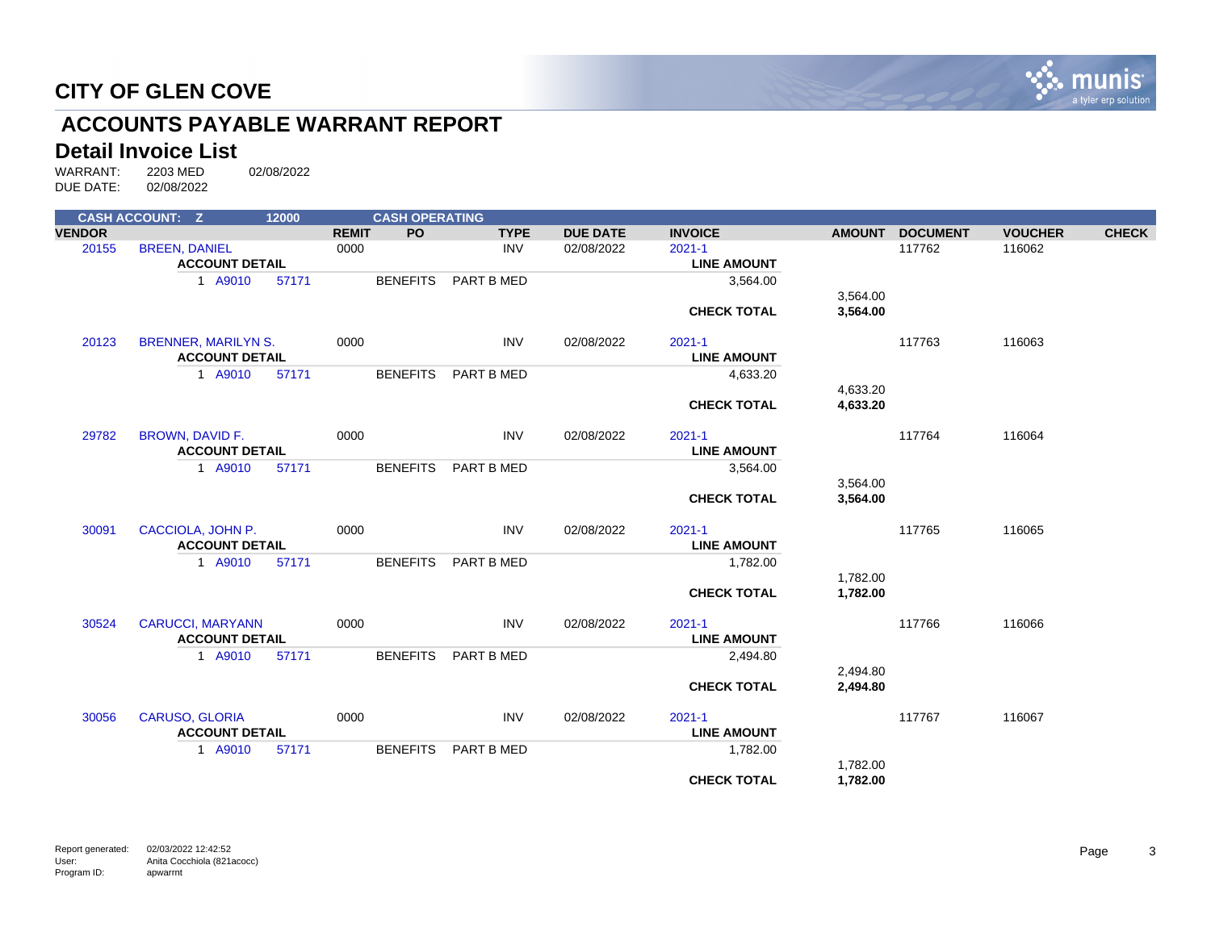# CITY OF GLEN COVE

## ACCOUNTS PAYABLE WARRANT REPORT

### Detail Invoice List

WARRANT: 2203 MED 02/08/2022
DUE DATE: 02/08/2022

| CASH ACCOUNT: Z | | 12000 | | CASH OPERATING | | | | | | | |
|---|---|---|---|---|---|---|---|---|---|---|---|
| **VENDOR** | | | **REMIT** | **PO** | **TYPE** | **DUE DATE** | **INVOICE** | **AMOUNT** | **DOCUMENT** | **VOUCHER** | **CHECK** |
| 20155 | BREEN, DANIEL | | 0000 | | INV | 02/08/2022 | 2021-1 | | 117762 | 116062 | |
| | **ACCOUNT DETAIL** | | | | | | **LINE AMOUNT** | | | | |
| | 1 A9010 | 57171 | | BENEFITS | PART B MED | | 3,564.00 | | | | |
| | | | | | | | | 3,564.00 | | | |
| | | | | | | | **CHECK TOTAL** | **3,564.00** | | | |
| 20123 | BRENNER, MARILYN S. | | 0000 | | INV | 02/08/2022 | 2021-1 | | 117763 | 116063 | |
| | **ACCOUNT DETAIL** | | | | | | **LINE AMOUNT** | | | | |
| | 1 A9010 | 57171 | | BENEFITS | PART B MED | | 4,633.20 | | | | |
| | | | | | | | | 4,633.20 | | | |
| | | | | | | | **CHECK TOTAL** | **4,633.20** | | | |
| 29782 | BROWN, DAVID F. | | 0000 | | INV | 02/08/2022 | 2021-1 | | 117764 | 116064 | |
| | **ACCOUNT DETAIL** | | | | | | **LINE AMOUNT** | | | | |
| | 1 A9010 | 57171 | | BENEFITS | PART B MED | | 3,564.00 | | | | |
| | | | | | | | | 3,564.00 | | | |
| | | | | | | | **CHECK TOTAL** | **3,564.00** | | | |
| 30091 | CACCIOLA, JOHN P. | | 0000 | | INV | 02/08/2022 | 2021-1 | | 117765 | 116065 | |
| | **ACCOUNT DETAIL** | | | | | | **LINE AMOUNT** | | | | |
| | 1 A9010 | 57171 | | BENEFITS | PART B MED | | 1,782.00 | | | | |
| | | | | | | | | 1,782.00 | | | |
| | | | | | | | **CHECK TOTAL** | **1,782.00** | | | |
| 30524 | CARUCCI, MARYANN | | 0000 | | INV | 02/08/2022 | 2021-1 | | 117766 | 116066 | |
| | **ACCOUNT DETAIL** | | | | | | **LINE AMOUNT** | | | | |
| | 1 A9010 | 57171 | | BENEFITS | PART B MED | | 2,494.80 | | | | |
| | | | | | | | | 2,494.80 | | | |
| | | | | | | | **CHECK TOTAL** | **2,494.80** | | | |
| 30056 | CARUSO, GLORIA | | 0000 | | INV | 02/08/2022 | 2021-1 | | 117767 | 116067 | |
| | **ACCOUNT DETAIL** | | | | | | **LINE AMOUNT** | | | | |
| | 1 A9010 | 57171 | | BENEFITS | PART B MED | | 1,782.00 | | | | |
| | | | | | | | | 1,782.00 | | | |
| | | | | | | | **CHECK TOTAL** | **1,782.00** | | | |

Report generated: 02/03/2022 12:42:52
User: Anita Cocchiola (821acocc)
Program ID: apwarrnt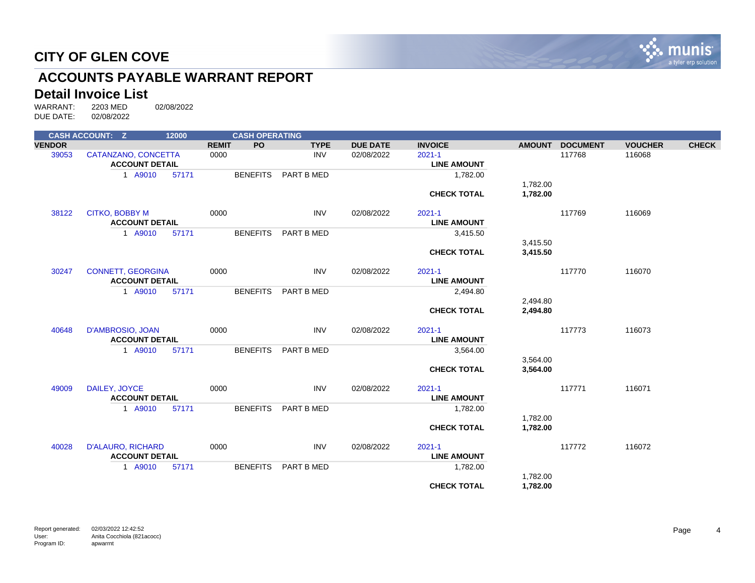# CITY OF GLEN COVE

## ACCOUNTS PAYABLE WARRANT REPORT

### Detail Invoice List

WARRANT: 2203 MED 02/08/2022
DUE DATE: 02/08/2022

| CASH ACCOUNT: Z | 12000 | | | CASH OPERATING | | | | | | | |
|---|---|---|---|---|---|---|---|---|---|---|---|
| **VENDOR** | | **REMIT** | **PO** | **TYPE** | **DUE DATE** | **INVOICE** | | **AMOUNT** | **DOCUMENT** | **VOUCHER** | **CHECK** |
| 39053 | CATANZANO, CONCETTA | 0000 | | INV | 02/08/2022 | 2021-1 | | | 117768 | 116068 | |
| | **ACCOUNT DETAIL** | | | | | **LINE AMOUNT** | | | | | |
| | 1 A9010 57171 | | BENEFITS | PART B MED | | 1,782.00 | | | | | |
| | | | | | | | | 1,782.00 | | | |
| | | | | | | **CHECK TOTAL** | | **1,782.00** | | | |
| 38122 | CITKO, BOBBY M | 0000 | | INV | 02/08/2022 | 2021-1 | | | 117769 | 116069 | |
| | **ACCOUNT DETAIL** | | | | | **LINE AMOUNT** | | | | | |
| | 1 A9010 57171 | | BENEFITS | PART B MED | | 3,415.50 | | | | | |
| | | | | | | | | 3,415.50 | | | |
| | | | | | | **CHECK TOTAL** | | **3,415.50** | | | |
| 30247 | CONNETT, GEORGINA | 0000 | | INV | 02/08/2022 | 2021-1 | | | 117770 | 116070 | |
| | **ACCOUNT DETAIL** | | | | | **LINE AMOUNT** | | | | | |
| | 1 A9010 57171 | | BENEFITS | PART B MED | | 2,494.80 | | | | | |
| | | | | | | | | 2,494.80 | | | |
| | | | | | | **CHECK TOTAL** | | **2,494.80** | | | |
| 40648 | D'AMBROSIO, JOAN | 0000 | | INV | 02/08/2022 | 2021-1 | | | 117773 | 116073 | |
| | **ACCOUNT DETAIL** | | | | | **LINE AMOUNT** | | | | | |
| | 1 A9010 57171 | | BENEFITS | PART B MED | | 3,564.00 | | | | | |
| | | | | | | | | 3,564.00 | | | |
| | | | | | | **CHECK TOTAL** | | **3,564.00** | | | |
| 49009 | DAILEY, JOYCE | 0000 | | INV | 02/08/2022 | 2021-1 | | | 117771 | 116071 | |
| | **ACCOUNT DETAIL** | | | | | **LINE AMOUNT** | | | | | |
| | 1 A9010 57171 | | BENEFITS | PART B MED | | 1,782.00 | | | | | |
| | | | | | | | | 1,782.00 | | | |
| | | | | | | **CHECK TOTAL** | | **1,782.00** | | | |
| 40028 | D'ALAURO, RICHARD | 0000 | | INV | 02/08/2022 | 2021-1 | | | 117772 | 116072 | |
| | **ACCOUNT DETAIL** | | | | | **LINE AMOUNT** | | | | | |
| | 1 A9010 57171 | | BENEFITS | PART B MED | | 1,782.00 | | | | | |
| | | | | | | | | 1,782.00 | | | |
| | | | | | | **CHECK TOTAL** | | **1,782.00** | | | |

Report generated: 02/03/2022 12:42:52
User: Anita Cocchiola (821acocc)
Program ID: apwarrnt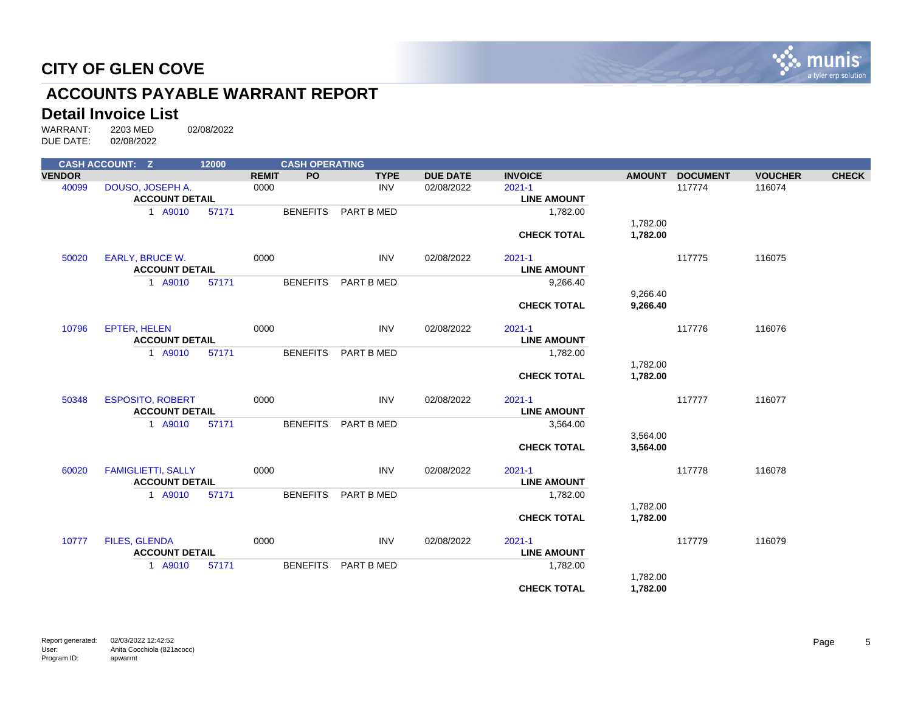# CITY OF GLEN COVE

## ACCOUNTS PAYABLE WARRANT REPORT

### Detail Invoice List

WARRANT: 2203 MED 02/08/2022
DUE DATE: 02/08/2022

**CASH ACCOUNT: Z 12000 CASH OPERATING**

| VENDOR | | REMIT | PO | TYPE | DUE DATE | INVOICE | AMOUNT | DOCUMENT | VOUCHER | CHECK |
|---|---|---|---|---|---|---|---|---|---|---|
| 40099 | DOUSO, JOSEPH A. | 0000 | | INV | 02/08/2022 | 2021-1 | | 117774 | 116074 | |
| | **ACCOUNT DETAIL** | | | | | **LINE AMOUNT** | | | | |
| | 1 A9010 57171 | | BENEFITS | PART B MED | | 1,782.00 | | | | |
| | | | | | | | 1,782.00 | | | |
| | | | | | | **CHECK TOTAL** | **1,782.00** | | | |
| 50020 | EARLY, BRUCE W. | 0000 | | INV | 02/08/2022 | 2021-1 | | 117775 | 116075 | |
| | **ACCOUNT DETAIL** | | | | | **LINE AMOUNT** | | | | |
| | 1 A9010 57171 | | BENEFITS | PART B MED | | 9,266.40 | | | | |
| | | | | | | | 9,266.40 | | | |
| | | | | | | **CHECK TOTAL** | **9,266.40** | | | |
| 10796 | EPTER, HELEN | 0000 | | INV | 02/08/2022 | 2021-1 | | 117776 | 116076 | |
| | **ACCOUNT DETAIL** | | | | | **LINE AMOUNT** | | | | |
| | 1 A9010 57171 | | BENEFITS | PART B MED | | 1,782.00 | | | | |
| | | | | | | | 1,782.00 | | | |
| | | | | | | **CHECK TOTAL** | **1,782.00** | | | |
| 50348 | ESPOSITO, ROBERT | 0000 | | INV | 02/08/2022 | 2021-1 | | 117777 | 116077 | |
| | **ACCOUNT DETAIL** | | | | | **LINE AMOUNT** | | | | |
| | 1 A9010 57171 | | BENEFITS | PART B MED | | 3,564.00 | | | | |
| | | | | | | | 3,564.00 | | | |
| | | | | | | **CHECK TOTAL** | **3,564.00** | | | |
| 60020 | FAMIGLIETTI, SALLY | 0000 | | INV | 02/08/2022 | 2021-1 | | 117778 | 116078 | |
| | **ACCOUNT DETAIL** | | | | | **LINE AMOUNT** | | | | |
| | 1 A9010 57171 | | BENEFITS | PART B MED | | 1,782.00 | | | | |
| | | | | | | | 1,782.00 | | | |
| | | | | | | **CHECK TOTAL** | **1,782.00** | | | |
| 10777 | FILES, GLENDA | 0000 | | INV | 02/08/2022 | 2021-1 | | 117779 | 116079 | |
| | **ACCOUNT DETAIL** | | | | | **LINE AMOUNT** | | | | |
| | 1 A9010 57171 | | BENEFITS | PART B MED | | 1,782.00 | | | | |
| | | | | | | | 1,782.00 | | | |
| | | | | | | **CHECK TOTAL** | **1,782.00** | | | |

Report generated: 02/03/2022 12:42:52
User: Anita Cocchiola (821acocc)
Program ID: apwarrnt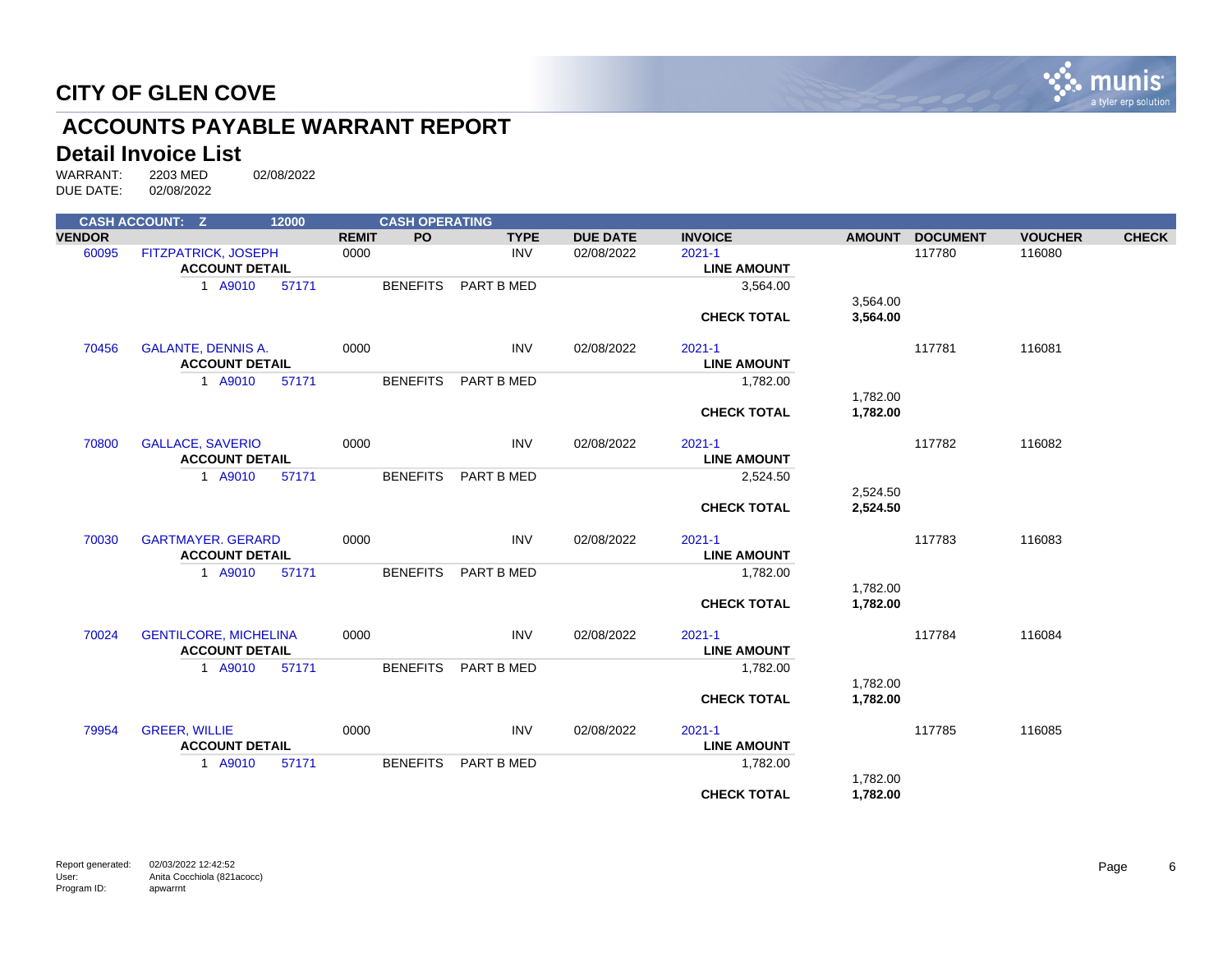# CITY OF GLEN COVE

## ACCOUNTS PAYABLE WARRANT REPORT

### Detail Invoice List

WARRANT: 2203 MED 02/08/2022
DUE DATE: 02/08/2022

**CASH ACCOUNT: Z 12000 CASH OPERATING**

| VENDOR | | REMIT | PO | TYPE | DUE DATE | INVOICE | AMOUNT | DOCUMENT | VOUCHER | CHECK |
|---|---|---|---|---|---|---|---|---|---|---|
| 60095 | FITZPATRICK, JOSEPH | 0000 | | INV | 02/08/2022 | 2021-1 | | 117780 | 116080 | |
| | **ACCOUNT DETAIL** | | | | | **LINE AMOUNT** | | | | |
| | 1 A9010 57171 | | BENEFITS | PART B MED | | 3,564.00 | | | | |
| | | | | | | | 3,564.00 | | | |
| | | | | | | **CHECK TOTAL** | **3,564.00** | | | |
| 70456 | GALANTE, DENNIS A. | 0000 | | INV | 02/08/2022 | 2021-1 | | 117781 | 116081 | |
| | **ACCOUNT DETAIL** | | | | | **LINE AMOUNT** | | | | |
| | 1 A9010 57171 | | BENEFITS | PART B MED | | 1,782.00 | | | | |
| | | | | | | | 1,782.00 | | | |
| | | | | | | **CHECK TOTAL** | **1,782.00** | | | |
| 70800 | GALLACE, SAVERIO | 0000 | | INV | 02/08/2022 | 2021-1 | | 117782 | 116082 | |
| | **ACCOUNT DETAIL** | | | | | **LINE AMOUNT** | | | | |
| | 1 A9010 57171 | | BENEFITS | PART B MED | | 2,524.50 | | | | |
| | | | | | | | 2,524.50 | | | |
| | | | | | | **CHECK TOTAL** | **2,524.50** | | | |
| 70030 | GARTMAYER. GERARD | 0000 | | INV | 02/08/2022 | 2021-1 | | 117783 | 116083 | |
| | **ACCOUNT DETAIL** | | | | | **LINE AMOUNT** | | | | |
| | 1 A9010 57171 | | BENEFITS | PART B MED | | 1,782.00 | | | | |
| | | | | | | | 1,782.00 | | | |
| | | | | | | **CHECK TOTAL** | **1,782.00** | | | |
| 70024 | GENTILCORE, MICHELINA | 0000 | | INV | 02/08/2022 | 2021-1 | | 117784 | 116084 | |
| | **ACCOUNT DETAIL** | | | | | **LINE AMOUNT** | | | | |
| | 1 A9010 57171 | | BENEFITS | PART B MED | | 1,782.00 | | | | |
| | | | | | | | 1,782.00 | | | |
| | | | | | | **CHECK TOTAL** | **1,782.00** | | | |
| 79954 | GREER, WILLIE | 0000 | | INV | 02/08/2022 | 2021-1 | | 117785 | 116085 | |
| | **ACCOUNT DETAIL** | | | | | **LINE AMOUNT** | | | | |
| | 1 A9010 57171 | | BENEFITS | PART B MED | | 1,782.00 | | | | |
| | | | | | | | 1,782.00 | | | |
| | | | | | | **CHECK TOTAL** | **1,782.00** | | | |

Report generated: 02/03/2022 12:42:52
User: Anita Cocchiola (821acocc)
Program ID: apwarrnt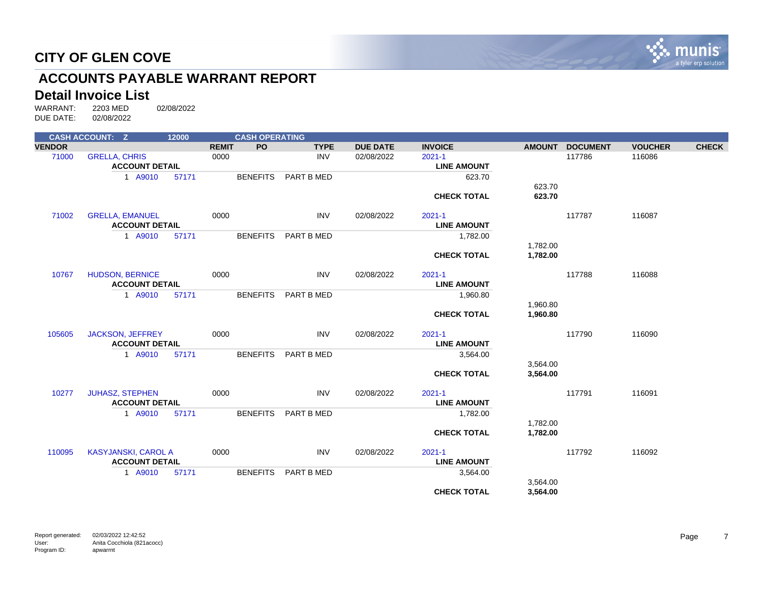# CITY OF GLEN COVE

## ACCOUNTS PAYABLE WARRANT REPORT

### Detail Invoice List

WARRANT: 2203 MED 02/08/2022
DUE DATE: 02/08/2022

**CASH ACCOUNT: Z 12000 CASH OPERATING**

| VENDOR | | REMIT | PO | TYPE | DUE DATE | INVOICE | AMOUNT | DOCUMENT | VOUCHER | CHECK |
|---|---|---|---|---|---|---|---|---|---|---|
| 71000 | GRELLA, CHRIS | 0000 | | INV | 02/08/2022 | 2021-1 | | 117786 | 116086 | |
| | **ACCOUNT DETAIL** | | | | | **LINE AMOUNT** | | | | |
| | 1 A9010 57171 | | BENEFITS | PART B MED | | 623.70 | | | | |
| | | | | | | | 623.70 | | | |
| | | | | | | **CHECK TOTAL** | **623.70** | | | |
| 71002 | GRELLA, EMANUEL | 0000 | | INV | 02/08/2022 | 2021-1 | | 117787 | 116087 | |
| | **ACCOUNT DETAIL** | | | | | **LINE AMOUNT** | | | | |
| | 1 A9010 57171 | | BENEFITS | PART B MED | | 1,782.00 | | | | |
| | | | | | | | 1,782.00 | | | |
| | | | | | | **CHECK TOTAL** | **1,782.00** | | | |
| 10767 | HUDSON, BERNICE | 0000 | | INV | 02/08/2022 | 2021-1 | | 117788 | 116088 | |
| | **ACCOUNT DETAIL** | | | | | **LINE AMOUNT** | | | | |
| | 1 A9010 57171 | | BENEFITS | PART B MED | | 1,960.80 | | | | |
| | | | | | | | 1,960.80 | | | |
| | | | | | | **CHECK TOTAL** | **1,960.80** | | | |
| 105605 | JACKSON, JEFFREY | 0000 | | INV | 02/08/2022 | 2021-1 | | 117790 | 116090 | |
| | **ACCOUNT DETAIL** | | | | | **LINE AMOUNT** | | | | |
| | 1 A9010 57171 | | BENEFITS | PART B MED | | 3,564.00 | | | | |
| | | | | | | | 3,564.00 | | | |
| | | | | | | **CHECK TOTAL** | **3,564.00** | | | |
| 10277 | JUHASZ, STEPHEN | 0000 | | INV | 02/08/2022 | 2021-1 | | 117791 | 116091 | |
| | **ACCOUNT DETAIL** | | | | | **LINE AMOUNT** | | | | |
| | 1 A9010 57171 | | BENEFITS | PART B MED | | 1,782.00 | | | | |
| | | | | | | | 1,782.00 | | | |
| | | | | | | **CHECK TOTAL** | **1,782.00** | | | |
| 110095 | KASYJANSKI, CAROL A | 0000 | | INV | 02/08/2022 | 2021-1 | | 117792 | 116092 | |
| | **ACCOUNT DETAIL** | | | | | **LINE AMOUNT** | | | | |
| | 1 A9010 57171 | | BENEFITS | PART B MED | | 3,564.00 | | | | |
| | | | | | | | 3,564.00 | | | |
| | | | | | | **CHECK TOTAL** | **3,564.00** | | | |

Report generated: 02/03/2022 12:42:52
User: Anita Cocchiola (821acocc)
Program ID: apwarrnt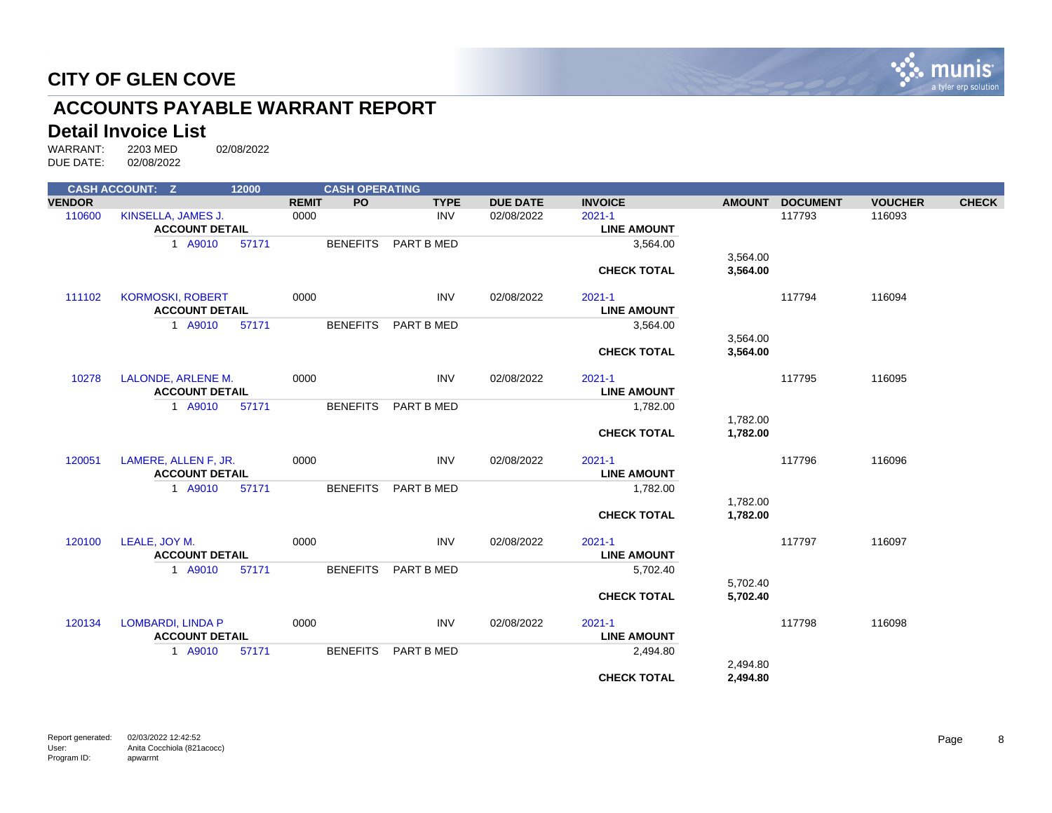# CITY OF GLEN COVE

## ACCOUNTS PAYABLE WARRANT REPORT

### Detail Invoice List

WARRANT: 2203 MED 02/08/2022
DUE DATE: 02/08/2022

**CASH ACCOUNT: Z 12000 CASH OPERATING**

| VENDOR | | REMIT | PO | TYPE | DUE DATE | INVOICE | AMOUNT | DOCUMENT | VOUCHER | CHECK |
|---|---|---|---|---|---|---|---|---|---|---|
| 110600 | KINSELLA, JAMES J. | 0000 | | INV | 02/08/2022 | 2021-1 | | 117793 | 116093 | |
| | **ACCOUNT DETAIL** | | | | | **LINE AMOUNT** | | | | |
| | 1 A9010 57171 | | BENEFITS | PART B MED | | 3,564.00 | | | | |
| | | | | | | | 3,564.00 | | | |
| | | | | | | **CHECK TOTAL** | **3,564.00** | | | |
| 111102 | KORMOSKI, ROBERT | 0000 | | INV | 02/08/2022 | 2021-1 | | 117794 | 116094 | |
| | **ACCOUNT DETAIL** | | | | | **LINE AMOUNT** | | | | |
| | 1 A9010 57171 | | BENEFITS | PART B MED | | 3,564.00 | | | | |
| | | | | | | | 3,564.00 | | | |
| | | | | | | **CHECK TOTAL** | **3,564.00** | | | |
| 10278 | LALONDE, ARLENE M. | 0000 | | INV | 02/08/2022 | 2021-1 | | 117795 | 116095 | |
| | **ACCOUNT DETAIL** | | | | | **LINE AMOUNT** | | | | |
| | 1 A9010 57171 | | BENEFITS | PART B MED | | 1,782.00 | | | | |
| | | | | | | | 1,782.00 | | | |
| | | | | | | **CHECK TOTAL** | **1,782.00** | | | |
| 120051 | LAMERE, ALLEN F, JR. | 0000 | | INV | 02/08/2022 | 2021-1 | | 117796 | 116096 | |
| | **ACCOUNT DETAIL** | | | | | **LINE AMOUNT** | | | | |
| | 1 A9010 57171 | | BENEFITS | PART B MED | | 1,782.00 | | | | |
| | | | | | | | 1,782.00 | | | |
| | | | | | | **CHECK TOTAL** | **1,782.00** | | | |
| 120100 | LEALE, JOY M. | 0000 | | INV | 02/08/2022 | 2021-1 | | 117797 | 116097 | |
| | **ACCOUNT DETAIL** | | | | | **LINE AMOUNT** | | | | |
| | 1 A9010 57171 | | BENEFITS | PART B MED | | 5,702.40 | | | | |
| | | | | | | | 5,702.40 | | | |
| | | | | | | **CHECK TOTAL** | **5,702.40** | | | |
| 120134 | LOMBARDI, LINDA P | 0000 | | INV | 02/08/2022 | 2021-1 | | 117798 | 116098 | |
| | **ACCOUNT DETAIL** | | | | | **LINE AMOUNT** | | | | |
| | 1 A9010 57171 | | BENEFITS | PART B MED | | 2,494.80 | | | | |
| | | | | | | | 2,494.80 | | | |
| | | | | | | **CHECK TOTAL** | **2,494.80** | | | |

Report generated: 02/03/2022 12:42:52
User: Anita Cocchiola (821acocc)
Program ID: apwarrnt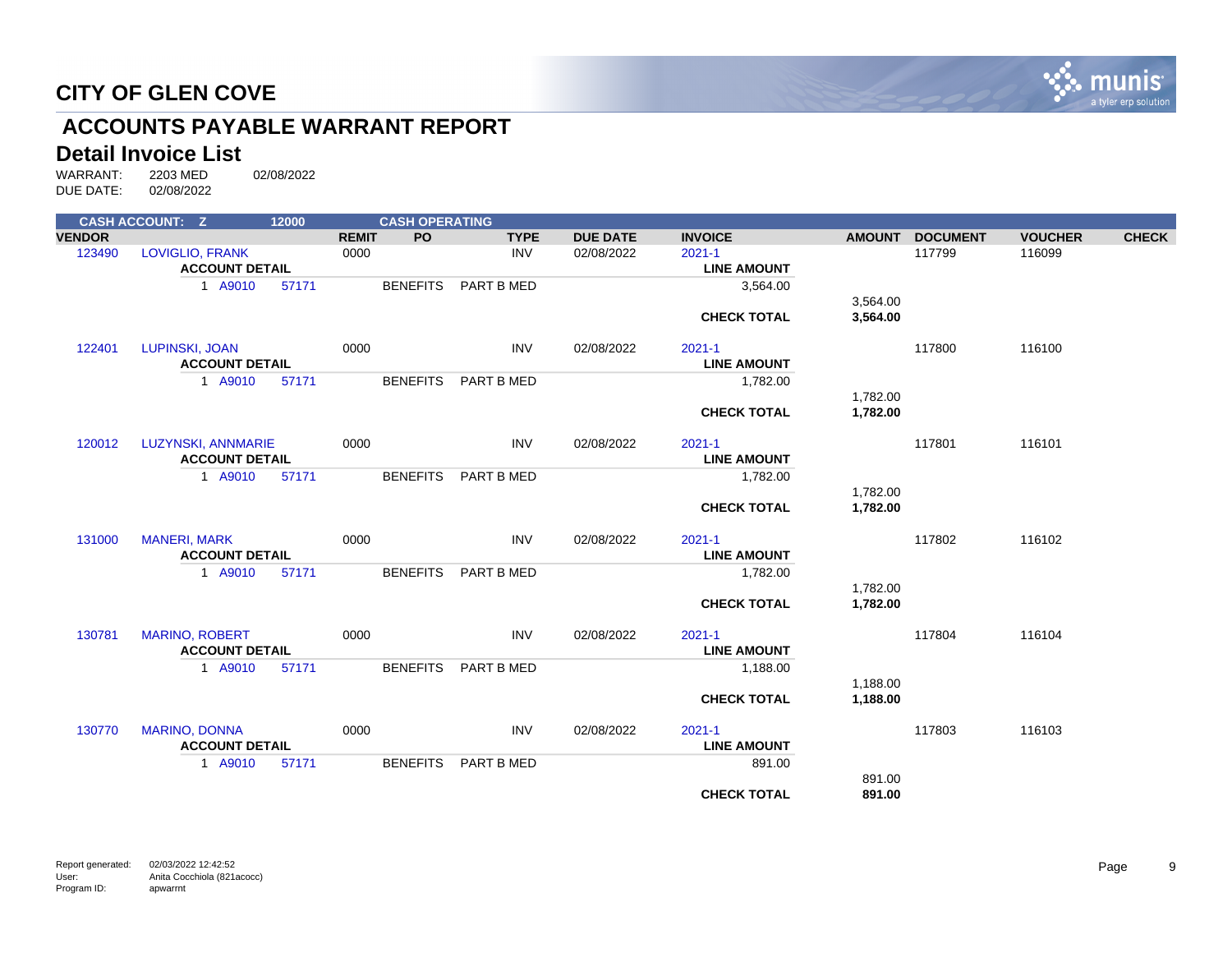# CITY OF GLEN COVE

## ACCOUNTS PAYABLE WARRANT REPORT

### Detail Invoice List

WARRANT: 2203 MED 02/08/2022
DUE DATE: 02/08/2022

**CASH ACCOUNT: Z 12000 CASH OPERATING**

| VENDOR | | REMIT | PO | TYPE | DUE DATE | INVOICE | AMOUNT | DOCUMENT | VOUCHER | CHECK |
|---|---|---|---|---|---|---|---|---|---|---|
| 123490 | LOVIGLIO, FRANK | 0000 | | INV | 02/08/2022 | 2021-1 | | 117799 | 116099 | |
| | **ACCOUNT DETAIL** | | | | | **LINE AMOUNT** | | | | |
| | 1 A9010 57171 | | BENEFITS | PART B MED | | 3,564.00 | | | | |
| | | | | | | | 3,564.00 | | | |
| | | | | | | **CHECK TOTAL** | **3,564.00** | | | |
| 122401 | LUPINSKI, JOAN | 0000 | | INV | 02/08/2022 | 2021-1 | | 117800 | 116100 | |
| | **ACCOUNT DETAIL** | | | | | **LINE AMOUNT** | | | | |
| | 1 A9010 57171 | | BENEFITS | PART B MED | | 1,782.00 | | | | |
| | | | | | | | 1,782.00 | | | |
| | | | | | | **CHECK TOTAL** | **1,782.00** | | | |
| 120012 | LUZYNSKI, ANNMARIE | 0000 | | INV | 02/08/2022 | 2021-1 | | 117801 | 116101 | |
| | **ACCOUNT DETAIL** | | | | | **LINE AMOUNT** | | | | |
| | 1 A9010 57171 | | BENEFITS | PART B MED | | 1,782.00 | | | | |
| | | | | | | | 1,782.00 | | | |
| | | | | | | **CHECK TOTAL** | **1,782.00** | | | |
| 131000 | MANERI, MARK | 0000 | | INV | 02/08/2022 | 2021-1 | | 117802 | 116102 | |
| | **ACCOUNT DETAIL** | | | | | **LINE AMOUNT** | | | | |
| | 1 A9010 57171 | | BENEFITS | PART B MED | | 1,782.00 | | | | |
| | | | | | | | 1,782.00 | | | |
| | | | | | | **CHECK TOTAL** | **1,782.00** | | | |
| 130781 | MARINO, ROBERT | 0000 | | INV | 02/08/2022 | 2021-1 | | 117804 | 116104 | |
| | **ACCOUNT DETAIL** | | | | | **LINE AMOUNT** | | | | |
| | 1 A9010 57171 | | BENEFITS | PART B MED | | 1,188.00 | | | | |
| | | | | | | | 1,188.00 | | | |
| | | | | | | **CHECK TOTAL** | **1,188.00** | | | |
| 130770 | MARINO, DONNA | 0000 | | INV | 02/08/2022 | 2021-1 | | 117803 | 116103 | |
| | **ACCOUNT DETAIL** | | | | | **LINE AMOUNT** | | | | |
| | 1 A9010 57171 | | BENEFITS | PART B MED | | 891.00 | | | | |
| | | | | | | | 891.00 | | | |
| | | | | | | **CHECK TOTAL** | **891.00** | | | |

Report generated: 02/03/2022 12:42:52
User: Anita Cocchiola (821acocc)
Program ID: apwarrnt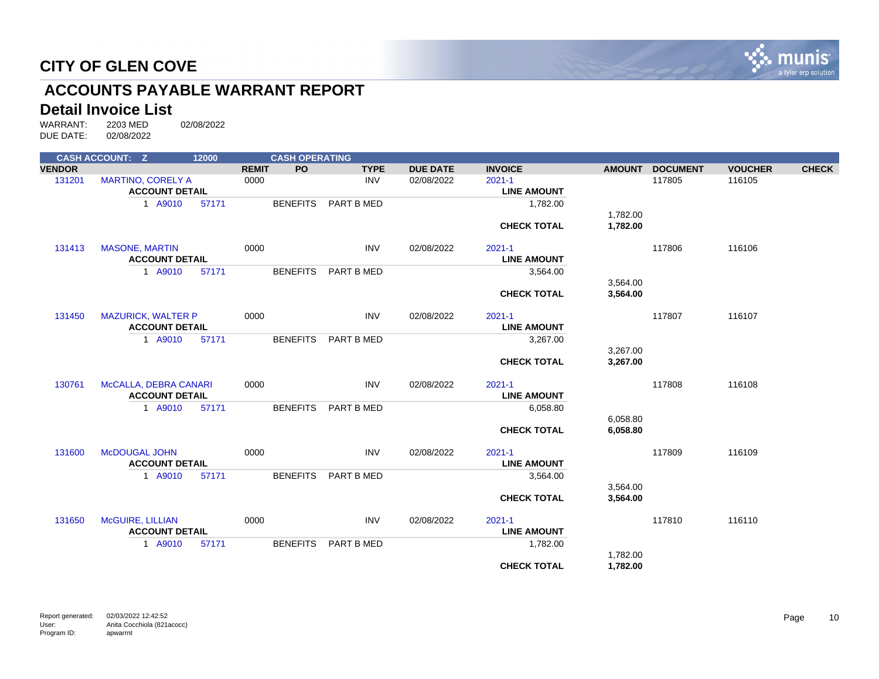# CITY OF GLEN COVE

## ACCOUNTS PAYABLE WARRANT REPORT

### Detail Invoice List

WARRANT: 2203 MED 02/08/2022
DUE DATE: 02/08/2022

| CASH ACCOUNT: Z | | 12000 | | CASH OPERATING | | | | | | | |
|---|---|---|---|---|---|---|---|---|---|---|---|
| **VENDOR** | | | **REMIT** | **PO** | **TYPE** | **DUE DATE** | **INVOICE** | **AMOUNT** | **DOCUMENT** | **VOUCHER** | **CHECK** |
| 131201 | MARTINO, CORELY A | | 0000 | | INV | 02/08/2022 | 2021-1 | | 117805 | 116105 | |
| | **ACCOUNT DETAIL** | | | | | | **LINE AMOUNT** | | | | |
| | 1 A9010 | 57171 | | BENEFITS | PART B MED | | 1,782.00 | | | | |
| | | | | | | | | 1,782.00 | | | |
| | | | | | | | **CHECK TOTAL** | **1,782.00** | | | |
| 131413 | MASONE, MARTIN | | 0000 | | INV | 02/08/2022 | 2021-1 | | 117806 | 116106 | |
| | **ACCOUNT DETAIL** | | | | | | **LINE AMOUNT** | | | | |
| | 1 A9010 | 57171 | | BENEFITS | PART B MED | | 3,564.00 | | | | |
| | | | | | | | | 3,564.00 | | | |
| | | | | | | | **CHECK TOTAL** | **3,564.00** | | | |
| 131450 | MAZURICK, WALTER P | | 0000 | | INV | 02/08/2022 | 2021-1 | | 117807 | 116107 | |
| | **ACCOUNT DETAIL** | | | | | | **LINE AMOUNT** | | | | |
| | 1 A9010 | 57171 | | BENEFITS | PART B MED | | 3,267.00 | | | | |
| | | | | | | | | 3,267.00 | | | |
| | | | | | | | **CHECK TOTAL** | **3,267.00** | | | |
| 130761 | McCALLA, DEBRA CANARI | | 0000 | | INV | 02/08/2022 | 2021-1 | | 117808 | 116108 | |
| | **ACCOUNT DETAIL** | | | | | | **LINE AMOUNT** | | | | |
| | 1 A9010 | 57171 | | BENEFITS | PART B MED | | 6,058.80 | | | | |
| | | | | | | | | 6,058.80 | | | |
| | | | | | | | **CHECK TOTAL** | **6,058.80** | | | |
| 131600 | McDOUGAL JOHN | | 0000 | | INV | 02/08/2022 | 2021-1 | | 117809 | 116109 | |
| | **ACCOUNT DETAIL** | | | | | | **LINE AMOUNT** | | | | |
| | 1 A9010 | 57171 | | BENEFITS | PART B MED | | 3,564.00 | | | | |
| | | | | | | | | 3,564.00 | | | |
| | | | | | | | **CHECK TOTAL** | **3,564.00** | | | |
| 131650 | McGUIRE, LILLIAN | | 0000 | | INV | 02/08/2022 | 2021-1 | | 117810 | 116110 | |
| | **ACCOUNT DETAIL** | | | | | | **LINE AMOUNT** | | | | |
| | 1 A9010 | 57171 | | BENEFITS | PART B MED | | 1,782.00 | | | | |
| | | | | | | | | 1,782.00 | | | |
| | | | | | | | **CHECK TOTAL** | **1,782.00** | | | |

Report generated: 02/03/2022 12:42:52
User: Anita Cocchiola (821acocc)
Program ID: apwarrnt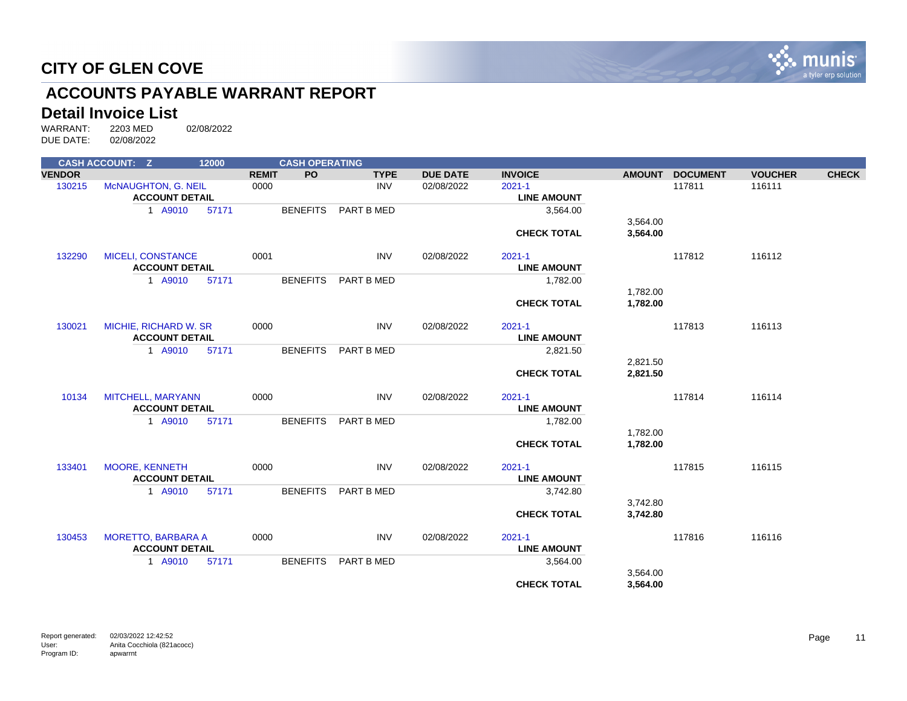# CITY OF GLEN COVE

## ACCOUNTS PAYABLE WARRANT REPORT

### Detail Invoice List

WARRANT: 2203 MED 02/08/2022
DUE DATE: 02/08/2022

| CASH ACCOUNT: Z | | 12000 | | CASH OPERATING | | | | | | | | |
|---|---|---|---|---|---|---|---|---|---|---|---|---|
| **VENDOR** | | | **REMIT** | **PO** | **TYPE** | **DUE DATE** | **INVOICE** | **AMOUNT** | **DOCUMENT** | **VOUCHER** | **CHECK** |
| 130215 | McNAUGHTON, G. NEIL | | 0000 | | INV | 02/08/2022 | 2021-1 | | 117811 | 116111 | |
| | **ACCOUNT DETAIL** | | | | | | **LINE AMOUNT** | | | | |
| | 1 A9010 | 57171 | | BENEFITS | PART B MED | | 3,564.00 | | | | |
| | | | | | | | | 3,564.00 | | | |
| | | | | | | | **CHECK TOTAL** | **3,564.00** | | | |
| 132290 | MICELI, CONSTANCE | | 0001 | | INV | 02/08/2022 | 2021-1 | | 117812 | 116112 | |
| | **ACCOUNT DETAIL** | | | | | | **LINE AMOUNT** | | | | |
| | 1 A9010 | 57171 | | BENEFITS | PART B MED | | 1,782.00 | | | | |
| | | | | | | | | 1,782.00 | | | |
| | | | | | | | **CHECK TOTAL** | **1,782.00** | | | |
| 130021 | MICHIE, RICHARD W. SR | | 0000 | | INV | 02/08/2022 | 2021-1 | | 117813 | 116113 | |
| | **ACCOUNT DETAIL** | | | | | | **LINE AMOUNT** | | | | |
| | 1 A9010 | 57171 | | BENEFITS | PART B MED | | 2,821.50 | | | | |
| | | | | | | | | 2,821.50 | | | |
| | | | | | | | **CHECK TOTAL** | **2,821.50** | | | |
| 10134 | MITCHELL, MARYANN | | 0000 | | INV | 02/08/2022 | 2021-1 | | 117814 | 116114 | |
| | **ACCOUNT DETAIL** | | | | | | **LINE AMOUNT** | | | | |
| | 1 A9010 | 57171 | | BENEFITS | PART B MED | | 1,782.00 | | | | |
| | | | | | | | | 1,782.00 | | | |
| | | | | | | | **CHECK TOTAL** | **1,782.00** | | | |
| 133401 | MOORE, KENNETH | | 0000 | | INV | 02/08/2022 | 2021-1 | | 117815 | 116115 | |
| | **ACCOUNT DETAIL** | | | | | | **LINE AMOUNT** | | | | |
| | 1 A9010 | 57171 | | BENEFITS | PART B MED | | 3,742.80 | | | | |
| | | | | | | | | 3,742.80 | | | |
| | | | | | | | **CHECK TOTAL** | **3,742.80** | | | |
| 130453 | MORETTO, BARBARA A | | 0000 | | INV | 02/08/2022 | 2021-1 | | 117816 | 116116 | |
| | **ACCOUNT DETAIL** | | | | | | **LINE AMOUNT** | | | | |
| | 1 A9010 | 57171 | | BENEFITS | PART B MED | | 3,564.00 | | | | |
| | | | | | | | | 3,564.00 | | | |
| | | | | | | | **CHECK TOTAL** | **3,564.00** | | | |

Report generated: 02/03/2022 12:42:52
User: Anita Cocchiola (821acocc)
Program ID: apwarrnt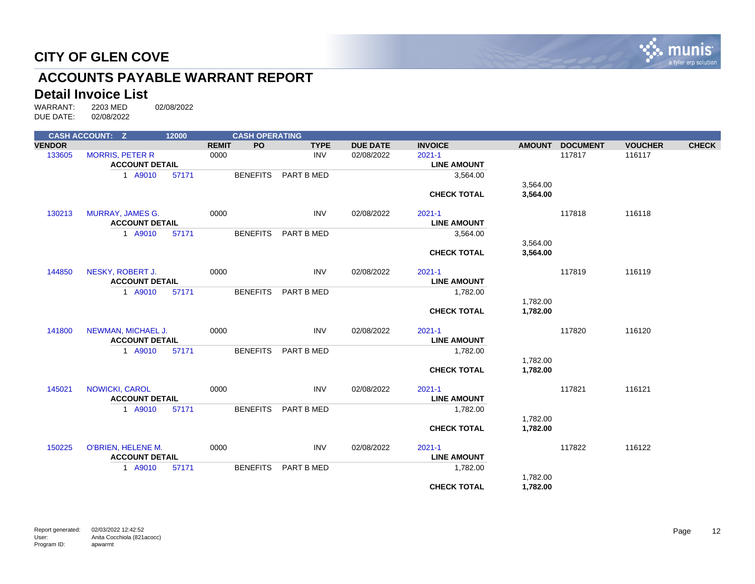# CITY OF GLEN COVE

## ACCOUNTS PAYABLE WARRANT REPORT

### Detail Invoice List

WARRANT: 2203 MED 02/08/2022
DUE DATE: 02/08/2022

| CASH ACCOUNT: Z | | 12000 | | CASH OPERATING | | | | | | | |
|---|---|---|---|---|---|---|---|---|---|---|---|
| **VENDOR** | | | **REMIT** | **PO** | **TYPE** | **DUE DATE** | **INVOICE** | **AMOUNT** | **DOCUMENT** | **VOUCHER** | **CHECK** |
| 133605 | MORRIS, PETER R | | 0000 | | INV | 02/08/2022 | 2021-1 | | 117817 | 116117 | |
| | **ACCOUNT DETAIL** | | | | | | **LINE AMOUNT** | | | | |
| | 1 A9010 | 57171 | | BENEFITS | PART B MED | | 3,564.00 | | | | |
| | | | | | | | | 3,564.00 | | | |
| | | | | | | | **CHECK TOTAL** | **3,564.00** | | | |
| 130213 | MURRAY, JAMES G. | | 0000 | | INV | 02/08/2022 | 2021-1 | | 117818 | 116118 | |
| | **ACCOUNT DETAIL** | | | | | | **LINE AMOUNT** | | | | |
| | 1 A9010 | 57171 | | BENEFITS | PART B MED | | 3,564.00 | | | | |
| | | | | | | | | 3,564.00 | | | |
| | | | | | | | **CHECK TOTAL** | **3,564.00** | | | |
| 144850 | NESKY, ROBERT J. | | 0000 | | INV | 02/08/2022 | 2021-1 | | 117819 | 116119 | |
| | **ACCOUNT DETAIL** | | | | | | **LINE AMOUNT** | | | | |
| | 1 A9010 | 57171 | | BENEFITS | PART B MED | | 1,782.00 | | | | |
| | | | | | | | | 1,782.00 | | | |
| | | | | | | | **CHECK TOTAL** | **1,782.00** | | | |
| 141800 | NEWMAN, MICHAEL J. | | 0000 | | INV | 02/08/2022 | 2021-1 | | 117820 | 116120 | |
| | **ACCOUNT DETAIL** | | | | | | **LINE AMOUNT** | | | | |
| | 1 A9010 | 57171 | | BENEFITS | PART B MED | | 1,782.00 | | | | |
| | | | | | | | | 1,782.00 | | | |
| | | | | | | | **CHECK TOTAL** | **1,782.00** | | | |
| 145021 | NOWICKI, CAROL | | 0000 | | INV | 02/08/2022 | 2021-1 | | 117821 | 116121 | |
| | **ACCOUNT DETAIL** | | | | | | **LINE AMOUNT** | | | | |
| | 1 A9010 | 57171 | | BENEFITS | PART B MED | | 1,782.00 | | | | |
| | | | | | | | | 1,782.00 | | | |
| | | | | | | | **CHECK TOTAL** | **1,782.00** | | | |
| 150225 | O'BRIEN, HELENE M. | | 0000 | | INV | 02/08/2022 | 2021-1 | | 117822 | 116122 | |
| | **ACCOUNT DETAIL** | | | | | | **LINE AMOUNT** | | | | |
| | 1 A9010 | 57171 | | BENEFITS | PART B MED | | 1,782.00 | | | | |
| | | | | | | | | 1,782.00 | | | |
| | | | | | | | **CHECK TOTAL** | **1,782.00** | | | |

Report generated: 02/03/2022 12:42:52
User: Anita Cocchiola (821acocc)
Program ID: apwarrnt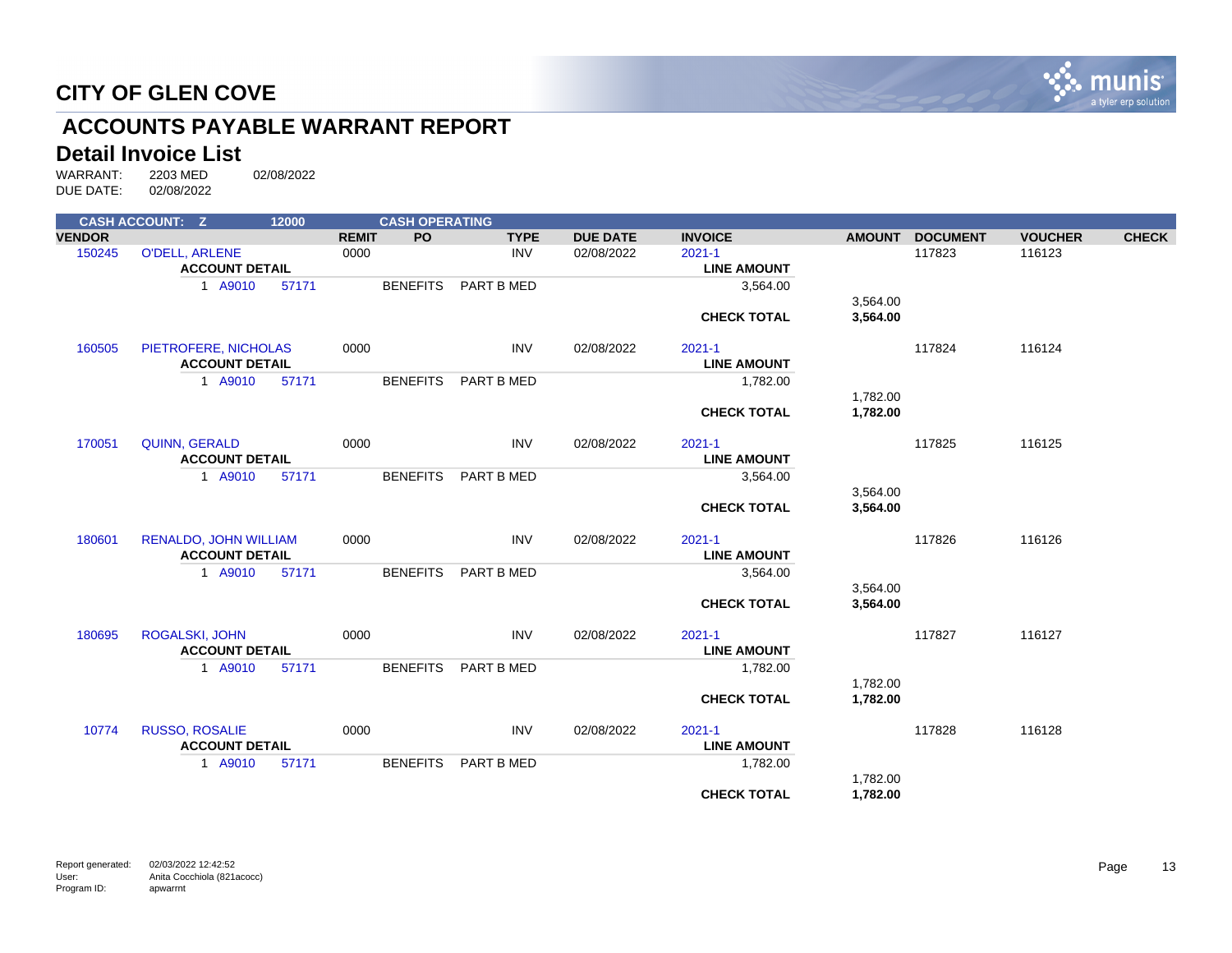# CITY OF GLEN COVE

## ACCOUNTS PAYABLE WARRANT REPORT

### Detail Invoice List

WARRANT: 2203 MED 02/08/2022
DUE DATE: 02/08/2022

| CASH ACCOUNT: Z | | 12000 | | CASH OPERATING | | | | | | | |
|---|---|---|---|---|---|---|---|---|---|---|---|
| **VENDOR** | | | **REMIT** | **PO** | **TYPE** | **DUE DATE** | **INVOICE** | **AMOUNT** | **DOCUMENT** | **VOUCHER** | **CHECK** |
| 150245 | O'DELL, ARLENE | | 0000 | | INV | 02/08/2022 | 2021-1 | | 117823 | 116123 | |
| | **ACCOUNT DETAIL** | | | | | | **LINE AMOUNT** | | | | |
| | 1 A9010 | 57171 | | BENEFITS | PART B MED | | 3,564.00 | | | | |
| | | | | | | | | 3,564.00 | | | |
| | | | | | | | **CHECK TOTAL** | **3,564.00** | | | |
| 160505 | PIETROFERE, NICHOLAS | | 0000 | | INV | 02/08/2022 | 2021-1 | | 117824 | 116124 | |
| | **ACCOUNT DETAIL** | | | | | | **LINE AMOUNT** | | | | |
| | 1 A9010 | 57171 | | BENEFITS | PART B MED | | 1,782.00 | | | | |
| | | | | | | | | 1,782.00 | | | |
| | | | | | | | **CHECK TOTAL** | **1,782.00** | | | |
| 170051 | QUINN, GERALD | | 0000 | | INV | 02/08/2022 | 2021-1 | | 117825 | 116125 | |
| | **ACCOUNT DETAIL** | | | | | | **LINE AMOUNT** | | | | |
| | 1 A9010 | 57171 | | BENEFITS | PART B MED | | 3,564.00 | | | | |
| | | | | | | | | 3,564.00 | | | |
| | | | | | | | **CHECK TOTAL** | **3,564.00** | | | |
| 180601 | RENALDO, JOHN WILLIAM | | 0000 | | INV | 02/08/2022 | 2021-1 | | 117826 | 116126 | |
| | **ACCOUNT DETAIL** | | | | | | **LINE AMOUNT** | | | | |
| | 1 A9010 | 57171 | | BENEFITS | PART B MED | | 3,564.00 | | | | |
| | | | | | | | | 3,564.00 | | | |
| | | | | | | | **CHECK TOTAL** | **3,564.00** | | | |
| 180695 | ROGALSKI, JOHN | | 0000 | | INV | 02/08/2022 | 2021-1 | | 117827 | 116127 | |
| | **ACCOUNT DETAIL** | | | | | | **LINE AMOUNT** | | | | |
| | 1 A9010 | 57171 | | BENEFITS | PART B MED | | 1,782.00 | | | | |
| | | | | | | | | 1,782.00 | | | |
| | | | | | | | **CHECK TOTAL** | **1,782.00** | | | |
| 10774 | RUSSO, ROSALIE | | 0000 | | INV | 02/08/2022 | 2021-1 | | 117828 | 116128 | |
| | **ACCOUNT DETAIL** | | | | | | **LINE AMOUNT** | | | | |
| | 1 A9010 | 57171 | | BENEFITS | PART B MED | | 1,782.00 | | | | |
| | | | | | | | | 1,782.00 | | | |
| | | | | | | | **CHECK TOTAL** | **1,782.00** | | | |

Report generated: 02/03/2022 12:42:52
User: Anita Cocchiola (821acocc)
Program ID: apwarrnt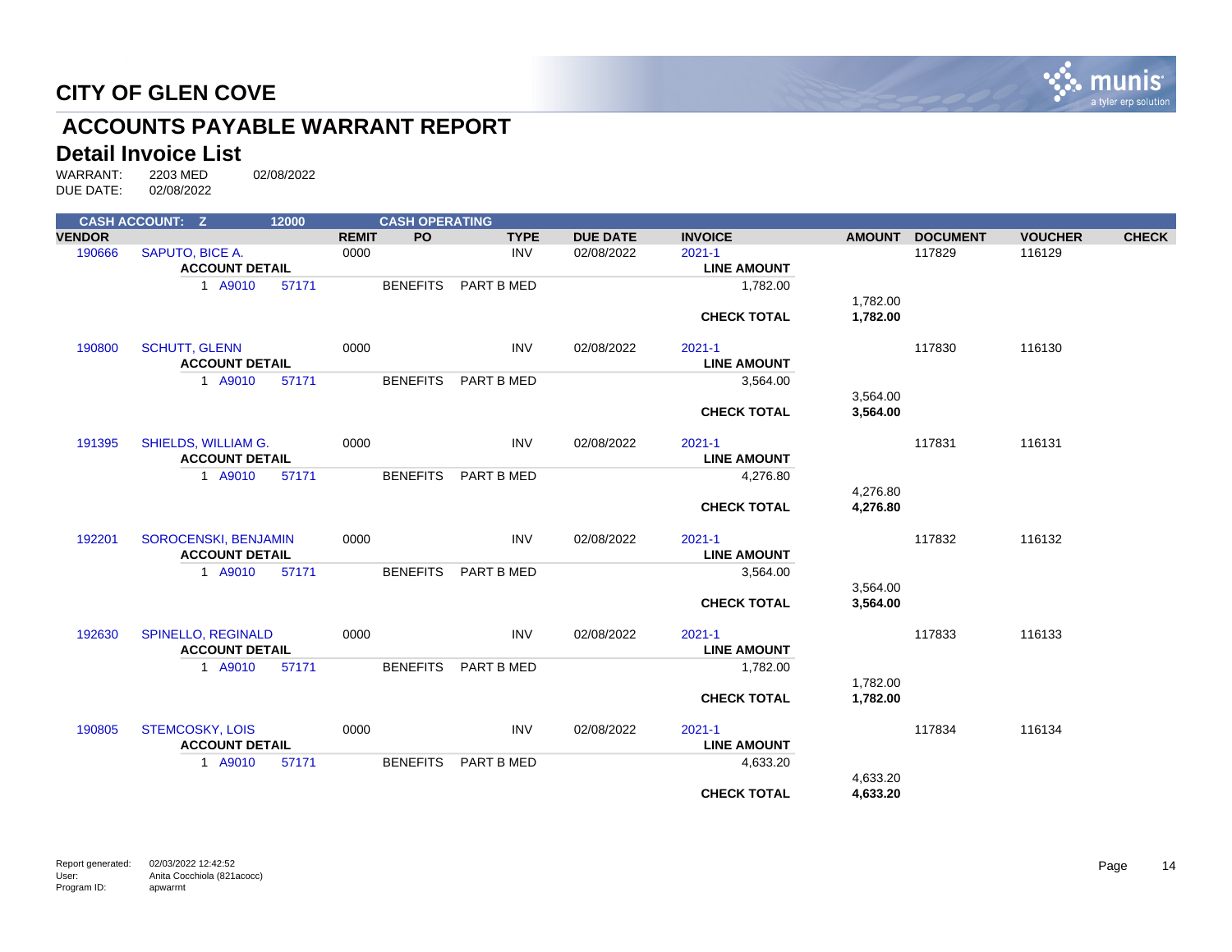# CITY OF GLEN COVE

## ACCOUNTS PAYABLE WARRANT REPORT

### Detail Invoice List

WARRANT: 2203 MED 02/08/2022
DUE DATE: 02/08/2022

| CASH ACCOUNT: Z | | 12000 | | CASH OPERATING | | | | | | | | |
|---|---|---|---|---|---|---|---|---|---|---|---|---|
| **VENDOR** | | | **REMIT** | **PO** | **TYPE** | **DUE DATE** | **INVOICE** | **AMOUNT** | **DOCUMENT** | **VOUCHER** | **CHECK** |
| 190666 | SAPUTO, BICE A. | | 0000 | | INV | 02/08/2022 | 2021-1 | | 117829 | 116129 | |
| | **ACCOUNT DETAIL** | | | | | | **LINE AMOUNT** | | | | |
| | 1 A9010 | 57171 | | BENEFITS | PART B MED | | 1,782.00 | | | | |
| | | | | | | | | 1,782.00 | | | |
| | | | | | | | **CHECK TOTAL** | **1,782.00** | | | |
| 190800 | SCHUTT, GLENN | | 0000 | | INV | 02/08/2022 | 2021-1 | | 117830 | 116130 | |
| | **ACCOUNT DETAIL** | | | | | | **LINE AMOUNT** | | | | |
| | 1 A9010 | 57171 | | BENEFITS | PART B MED | | 3,564.00 | | | | |
| | | | | | | | | 3,564.00 | | | |
| | | | | | | | **CHECK TOTAL** | **3,564.00** | | | |
| 191395 | SHIELDS, WILLIAM G. | | 0000 | | INV | 02/08/2022 | 2021-1 | | 117831 | 116131 | |
| | **ACCOUNT DETAIL** | | | | | | **LINE AMOUNT** | | | | |
| | 1 A9010 | 57171 | | BENEFITS | PART B MED | | 4,276.80 | | | | |
| | | | | | | | | 4,276.80 | | | |
| | | | | | | | **CHECK TOTAL** | **4,276.80** | | | |
| 192201 | SOROCENSKI, BENJAMIN | | 0000 | | INV | 02/08/2022 | 2021-1 | | 117832 | 116132 | |
| | **ACCOUNT DETAIL** | | | | | | **LINE AMOUNT** | | | | |
| | 1 A9010 | 57171 | | BENEFITS | PART B MED | | 3,564.00 | | | | |
| | | | | | | | | 3,564.00 | | | |
| | | | | | | | **CHECK TOTAL** | **3,564.00** | | | |
| 192630 | SPINELLO, REGINALD | | 0000 | | INV | 02/08/2022 | 2021-1 | | 117833 | 116133 | |
| | **ACCOUNT DETAIL** | | | | | | **LINE AMOUNT** | | | | |
| | 1 A9010 | 57171 | | BENEFITS | PART B MED | | 1,782.00 | | | | |
| | | | | | | | | 1,782.00 | | | |
| | | | | | | | **CHECK TOTAL** | **1,782.00** | | | |
| 190805 | STEMCOSKY, LOIS | | 0000 | | INV | 02/08/2022 | 2021-1 | | 117834 | 116134 | |
| | **ACCOUNT DETAIL** | | | | | | **LINE AMOUNT** | | | | |
| | 1 A9010 | 57171 | | BENEFITS | PART B MED | | 4,633.20 | | | | |
| | | | | | | | | 4,633.20 | | | |
| | | | | | | | **CHECK TOTAL** | **4,633.20** | | | |

Report generated: 02/03/2022 12:42:52
User: Anita Cocchiola (821acocc)
Program ID: apwarrnt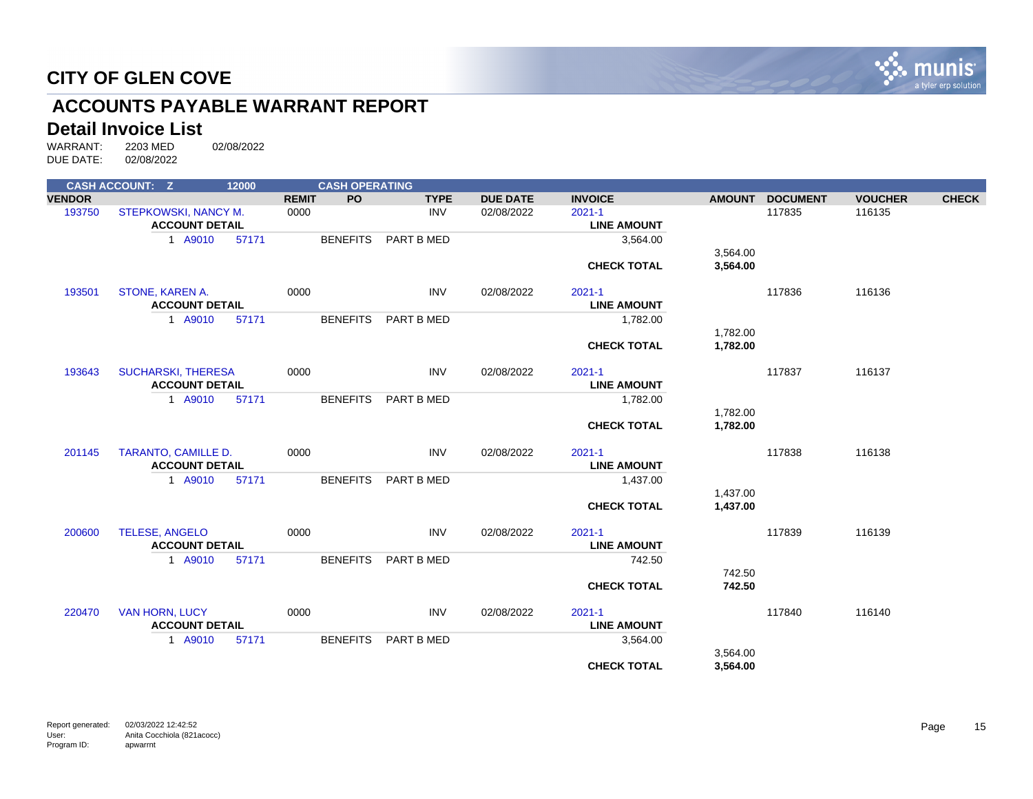# CITY OF GLEN COVE

## ACCOUNTS PAYABLE WARRANT REPORT

### Detail Invoice List

WARRANT: 2203 MED 02/08/2022
DUE DATE: 02/08/2022

**CASH ACCOUNT: Z 12000 CASH OPERATING**

| VENDOR | | REMIT | PO | TYPE | DUE DATE | INVOICE | AMOUNT | DOCUMENT | VOUCHER | CHECK |
|---|---|---|---|---|---|---|---|---|---|---|
| 193750 | STEPKOWSKI, NANCY M. | 0000 | | INV | 02/08/2022 | 2021-1 | | 117835 | 116135 | |
| | **ACCOUNT DETAIL** | | | | | **LINE AMOUNT** | | | | |
| | 1 A9010 57171 | | BENEFITS | PART B MED | | 3,564.00 | | | | |
| | | | | | | | 3,564.00 | | | |
| | | | | | | **CHECK TOTAL** | **3,564.00** | | | |
| 193501 | STONE, KAREN A. | 0000 | | INV | 02/08/2022 | 2021-1 | | 117836 | 116136 | |
| | **ACCOUNT DETAIL** | | | | | **LINE AMOUNT** | | | | |
| | 1 A9010 57171 | | BENEFITS | PART B MED | | 1,782.00 | | | | |
| | | | | | | | 1,782.00 | | | |
| | | | | | | **CHECK TOTAL** | **1,782.00** | | | |
| 193643 | SUCHARSKI, THERESA | 0000 | | INV | 02/08/2022 | 2021-1 | | 117837 | 116137 | |
| | **ACCOUNT DETAIL** | | | | | **LINE AMOUNT** | | | | |
| | 1 A9010 57171 | | BENEFITS | PART B MED | | 1,782.00 | | | | |
| | | | | | | | 1,782.00 | | | |
| | | | | | | **CHECK TOTAL** | **1,782.00** | | | |
| 201145 | TARANTO, CAMILLE D. | 0000 | | INV | 02/08/2022 | 2021-1 | | 117838 | 116138 | |
| | **ACCOUNT DETAIL** | | | | | **LINE AMOUNT** | | | | |
| | 1 A9010 57171 | | BENEFITS | PART B MED | | 1,437.00 | | | | |
| | | | | | | | 1,437.00 | | | |
| | | | | | | **CHECK TOTAL** | **1,437.00** | | | |
| 200600 | TELESE, ANGELO | 0000 | | INV | 02/08/2022 | 2021-1 | | 117839 | 116139 | |
| | **ACCOUNT DETAIL** | | | | | **LINE AMOUNT** | | | | |
| | 1 A9010 57171 | | BENEFITS | PART B MED | | 742.50 | | | | |
| | | | | | | | 742.50 | | | |
| | | | | | | **CHECK TOTAL** | **742.50** | | | |
| 220470 | VAN HORN, LUCY | 0000 | | INV | 02/08/2022 | 2021-1 | | 117840 | 116140 | |
| | **ACCOUNT DETAIL** | | | | | **LINE AMOUNT** | | | | |
| | 1 A9010 57171 | | BENEFITS | PART B MED | | 3,564.00 | | | | |
| | | | | | | | 3,564.00 | | | |
| | | | | | | **CHECK TOTAL** | **3,564.00** | | | |

Report generated: 02/03/2022 12:42:52
User: Anita Cocchiola (821acocc)
Program ID: apwarrnt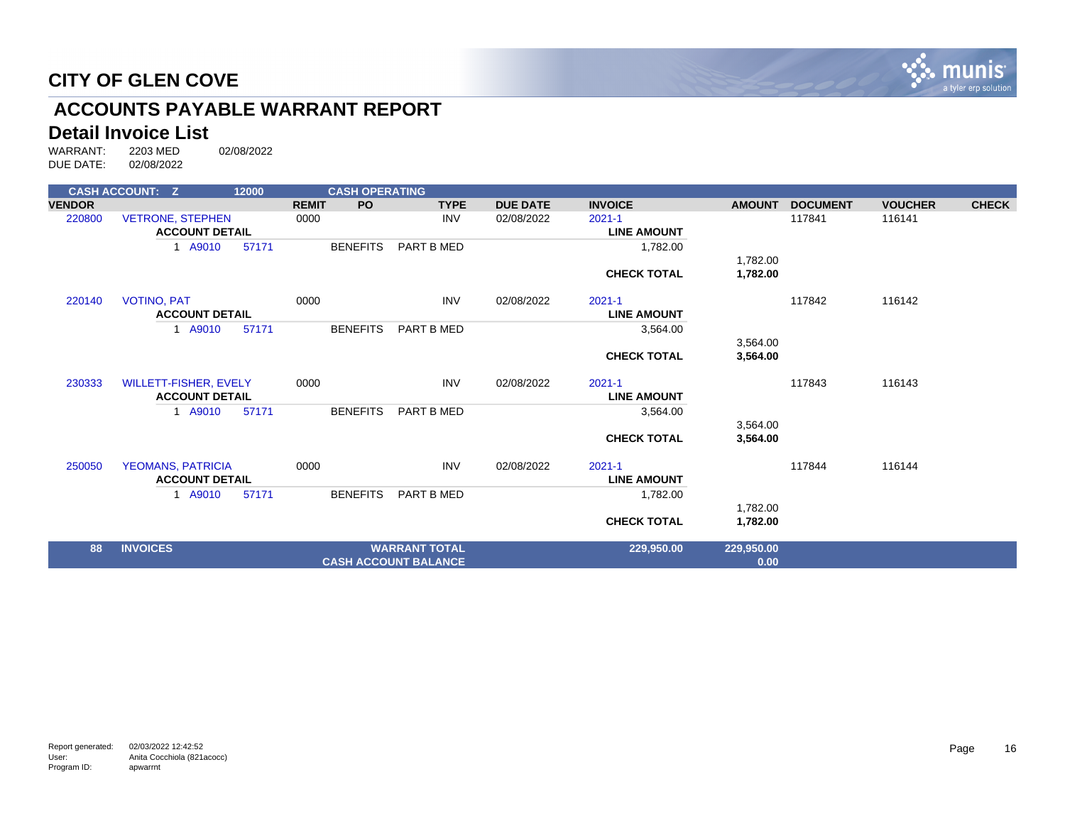# CITY OF GLEN COVE

## ACCOUNTS PAYABLE WARRANT REPORT

### Detail Invoice List

WARRANT: 2203 MED 02/08/2022
DUE DATE: 02/08/2022

| CASH ACCOUNT: Z | | 12000 | | CASH OPERATING | | | | | | | | |
|---|---|---|---|---|---|---|---|---|---|---|---|---|
| **VENDOR** | | | **REMIT** | **PO** | **TYPE** | **DUE DATE** | **INVOICE** | | **AMOUNT** | **DOCUMENT** | **VOUCHER** | **CHECK** |
| 220800 | VETRONE, STEPHEN | | 0000 | | INV | 02/08/2022 | 2021-1 | | | 117841 | 116141 | |
| | **ACCOUNT DETAIL** | | | | | | | **LINE AMOUNT** | | | | |
| | 1 A9010 | 57171 | | BENEFITS | PART B MED | | | 1,782.00 | | | | |
| | | | | | | | | | 1,782.00 | | | |
| | | | | | | | | **CHECK TOTAL** | **1,782.00** | | | |
| 220140 | VOTINO, PAT | | 0000 | | INV | 02/08/2022 | 2021-1 | | | 117842 | 116142 | |
| | **ACCOUNT DETAIL** | | | | | | | **LINE AMOUNT** | | | | |
| | 1 A9010 | 57171 | | BENEFITS | PART B MED | | | 3,564.00 | | | | |
| | | | | | | | | | 3,564.00 | | | |
| | | | | | | | | **CHECK TOTAL** | **3,564.00** | | | |
| 230333 | WILLETT-FISHER, EVELY | | 0000 | | INV | 02/08/2022 | 2021-1 | | | 117843 | 116143 | |
| | **ACCOUNT DETAIL** | | | | | | | **LINE AMOUNT** | | | | |
| | 1 A9010 | 57171 | | BENEFITS | PART B MED | | | 3,564.00 | | | | |
| | | | | | | | | | 3,564.00 | | | |
| | | | | | | | | **CHECK TOTAL** | **3,564.00** | | | |
| 250050 | YEOMANS, PATRICIA | | 0000 | | INV | 02/08/2022 | 2021-1 | | | 117844 | 116144 | |
| | **ACCOUNT DETAIL** | | | | | | | **LINE AMOUNT** | | | | |
| | 1 A9010 | 57171 | | BENEFITS | PART B MED | | | 1,782.00 | | | | |
| | | | | | | | | | 1,782.00 | | | |
| | | | | | | | | **CHECK TOTAL** | **1,782.00** | | | |
| **88** | **INVOICES** | | | **WARRANT TOTAL** | | | | **229,950.00** | **229,950.00** | | | |
| | | | | **CASH ACCOUNT BALANCE** | | | | | **0.00** | | | |

Report generated: 02/03/2022 12:42:52
User: Anita Cocchiola (821acocc)
Program ID: apwarrnt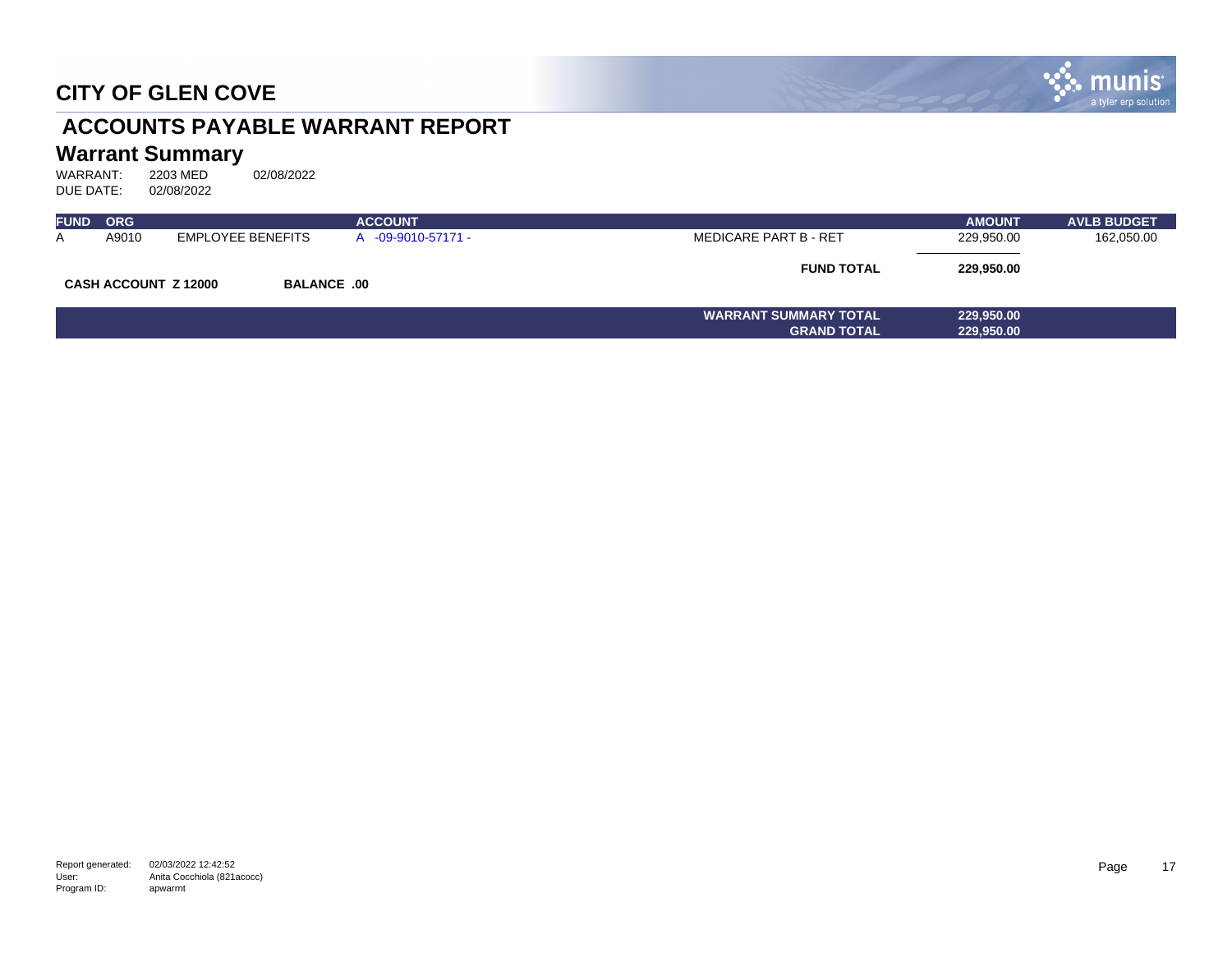# CITY OF GLEN COVE

## ACCOUNTS PAYABLE WARRANT REPORT

### Warrant Summary

WARRANT: 2203 MED 02/08/2022
DUE DATE: 02/08/2022

| FUND | ORG | | ACCOUNT | | AMOUNT | AVLB BUDGET |
|---|---|---|---|---|---|---|
| A | A9010 | EMPLOYEE BENEFITS | A -09-9010-57171 - | MEDICARE PART B - RET | 229,950.00 | 162,050.00 |
| | | | | **FUND TOTAL** | **229,950.00** | |

**CASH ACCOUNT Z 12000** **BALANCE .00**

| | |
|---|---|
| **WARRANT SUMMARY TOTAL** | **229,950.00** |
| **GRAND TOTAL** | **229,950.00** |

Report generated: 02/03/2022 12:42:52
User: Anita Cocchiola (821acocc)
Program ID: apwarrnt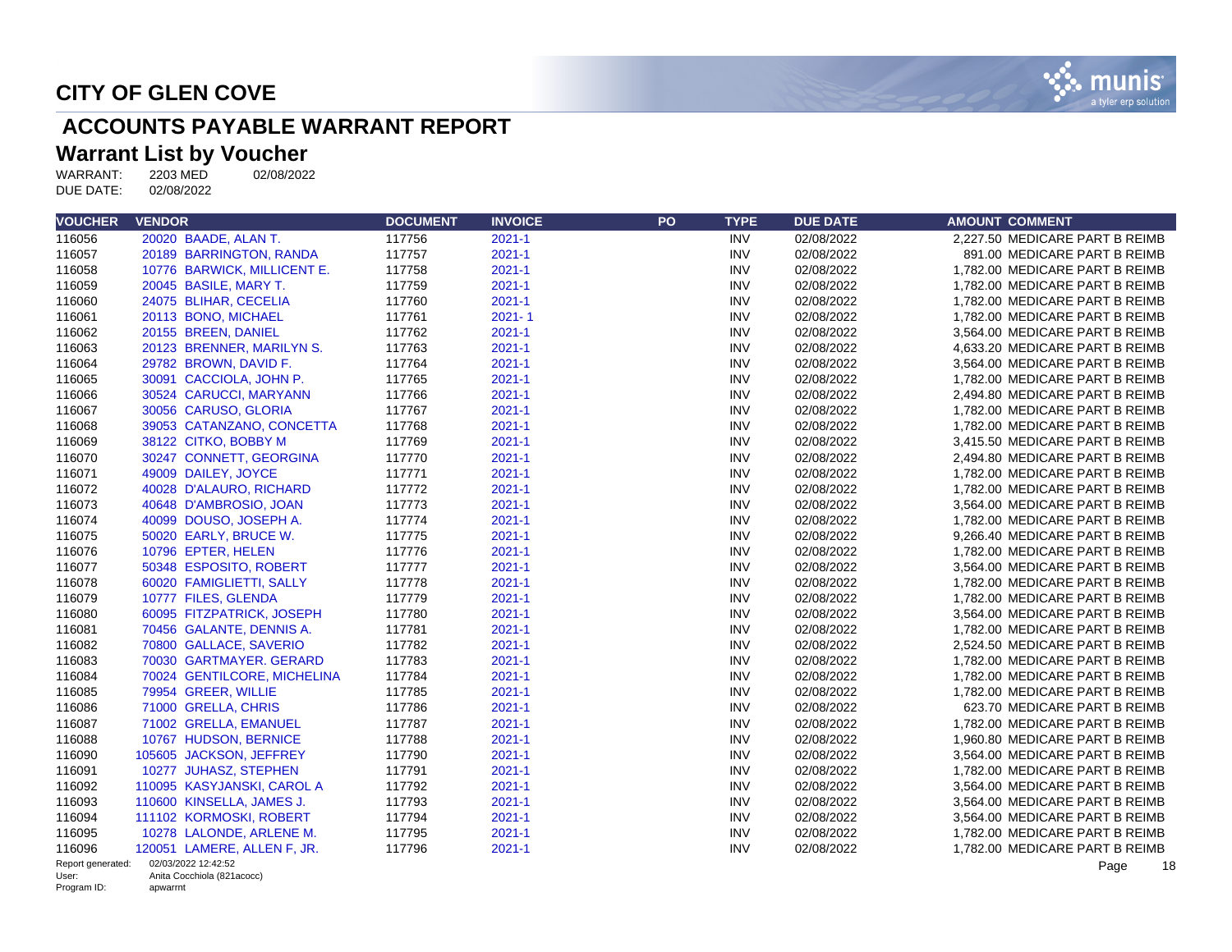# CITY OF GLEN COVE

## ACCOUNTS PAYABLE WARRANT REPORT

### Warrant List by Voucher

WARRANT: 2203 MED 02/08/2022
DUE DATE: 02/08/2022

| VOUCHER | VENDOR | DOCUMENT | INVOICE | PO | TYPE | DUE DATE | AMOUNT | COMMENT |
|---|---|---|---|---|---|---|---|---|
| 116056 | 20020 BAADE, ALAN T. | 117756 | 2021-1 | | INV | 02/08/2022 | 2,227.50 | MEDICARE PART B REIMB |
| 116057 | 20189 BARRINGTON, RANDA | 117757 | 2021-1 | | INV | 02/08/2022 | 891.00 | MEDICARE PART B REIMB |
| 116058 | 10776 BARWICK, MILLICENT E. | 117758 | 2021-1 | | INV | 02/08/2022 | 1,782.00 | MEDICARE PART B REIMB |
| 116059 | 20045 BASILE, MARY T. | 117759 | 2021-1 | | INV | 02/08/2022 | 1,782.00 | MEDICARE PART B REIMB |
| 116060 | 24075 BLIHAR, CECELIA | 117760 | 2021-1 | | INV | 02/08/2022 | 1,782.00 | MEDICARE PART B REIMB |
| 116061 | 20113 BONO, MICHAEL | 117761 | 2021- 1 | | INV | 02/08/2022 | 1,782.00 | MEDICARE PART B REIMB |
| 116062 | 20155 BREEN, DANIEL | 117762 | 2021-1 | | INV | 02/08/2022 | 3,564.00 | MEDICARE PART B REIMB |
| 116063 | 20123 BRENNER, MARILYN S. | 117763 | 2021-1 | | INV | 02/08/2022 | 4,633.20 | MEDICARE PART B REIMB |
| 116064 | 29782 BROWN, DAVID F. | 117764 | 2021-1 | | INV | 02/08/2022 | 3,564.00 | MEDICARE PART B REIMB |
| 116065 | 30091 CACCIOLA, JOHN P. | 117765 | 2021-1 | | INV | 02/08/2022 | 1,782.00 | MEDICARE PART B REIMB |
| 116066 | 30524 CARUCCI, MARYANN | 117766 | 2021-1 | | INV | 02/08/2022 | 2,494.80 | MEDICARE PART B REIMB |
| 116067 | 30056 CARUSO, GLORIA | 117767 | 2021-1 | | INV | 02/08/2022 | 1,782.00 | MEDICARE PART B REIMB |
| 116068 | 39053 CATANZANO, CONCETTA | 117768 | 2021-1 | | INV | 02/08/2022 | 1,782.00 | MEDICARE PART B REIMB |
| 116069 | 38122 CITKO, BOBBY M | 117769 | 2021-1 | | INV | 02/08/2022 | 3,415.50 | MEDICARE PART B REIMB |
| 116070 | 30247 CONNETT, GEORGINA | 117770 | 2021-1 | | INV | 02/08/2022 | 2,494.80 | MEDICARE PART B REIMB |
| 116071 | 49009 DAILEY, JOYCE | 117771 | 2021-1 | | INV | 02/08/2022 | 1,782.00 | MEDICARE PART B REIMB |
| 116072 | 40028 D'ALAURO, RICHARD | 117772 | 2021-1 | | INV | 02/08/2022 | 1,782.00 | MEDICARE PART B REIMB |
| 116073 | 40648 D'AMBROSIO, JOAN | 117773 | 2021-1 | | INV | 02/08/2022 | 3,564.00 | MEDICARE PART B REIMB |
| 116074 | 40099 DOUSO, JOSEPH A. | 117774 | 2021-1 | | INV | 02/08/2022 | 1,782.00 | MEDICARE PART B REIMB |
| 116075 | 50020 EARLY, BRUCE W. | 117775 | 2021-1 | | INV | 02/08/2022 | 9,266.40 | MEDICARE PART B REIMB |
| 116076 | 10796 EPTER, HELEN | 117776 | 2021-1 | | INV | 02/08/2022 | 1,782.00 | MEDICARE PART B REIMB |
| 116077 | 50348 ESPOSITO, ROBERT | 117777 | 2021-1 | | INV | 02/08/2022 | 3,564.00 | MEDICARE PART B REIMB |
| 116078 | 60020 FAMIGLIETTI, SALLY | 117778 | 2021-1 | | INV | 02/08/2022 | 1,782.00 | MEDICARE PART B REIMB |
| 116079 | 10777 FILES, GLENDA | 117779 | 2021-1 | | INV | 02/08/2022 | 1,782.00 | MEDICARE PART B REIMB |
| 116080 | 60095 FITZPATRICK, JOSEPH | 117780 | 2021-1 | | INV | 02/08/2022 | 3,564.00 | MEDICARE PART B REIMB |
| 116081 | 70456 GALANTE, DENNIS A. | 117781 | 2021-1 | | INV | 02/08/2022 | 1,782.00 | MEDICARE PART B REIMB |
| 116082 | 70800 GALLACE, SAVERIO | 117782 | 2021-1 | | INV | 02/08/2022 | 2,524.50 | MEDICARE PART B REIMB |
| 116083 | 70030 GARTMAYER. GERARD | 117783 | 2021-1 | | INV | 02/08/2022 | 1,782.00 | MEDICARE PART B REIMB |
| 116084 | 70024 GENTILCORE, MICHELINA | 117784 | 2021-1 | | INV | 02/08/2022 | 1,782.00 | MEDICARE PART B REIMB |
| 116085 | 79954 GREER, WILLIE | 117785 | 2021-1 | | INV | 02/08/2022 | 1,782.00 | MEDICARE PART B REIMB |
| 116086 | 71000 GRELLA, CHRIS | 117786 | 2021-1 | | INV | 02/08/2022 | 623.70 | MEDICARE PART B REIMB |
| 116087 | 71002 GRELLA, EMANUEL | 117787 | 2021-1 | | INV | 02/08/2022 | 1,782.00 | MEDICARE PART B REIMB |
| 116088 | 10767 HUDSON, BERNICE | 117788 | 2021-1 | | INV | 02/08/2022 | 1,960.80 | MEDICARE PART B REIMB |
| 116090 | 105605 JACKSON, JEFFREY | 117790 | 2021-1 | | INV | 02/08/2022 | 3,564.00 | MEDICARE PART B REIMB |
| 116091 | 10277 JUHASZ, STEPHEN | 117791 | 2021-1 | | INV | 02/08/2022 | 1,782.00 | MEDICARE PART B REIMB |
| 116092 | 110095 KASYJANSKI, CAROL A | 117792 | 2021-1 | | INV | 02/08/2022 | 3,564.00 | MEDICARE PART B REIMB |
| 116093 | 110600 KINSELLA, JAMES J. | 117793 | 2021-1 | | INV | 02/08/2022 | 3,564.00 | MEDICARE PART B REIMB |
| 116094 | 111102 KORMOSKI, ROBERT | 117794 | 2021-1 | | INV | 02/08/2022 | 3,564.00 | MEDICARE PART B REIMB |
| 116095 | 10278 LALONDE, ARLENE M. | 117795 | 2021-1 | | INV | 02/08/2022 | 1,782.00 | MEDICARE PART B REIMB |
| 116096 | 120051 LAMERE, ALLEN F, JR. | 117796 | 2021-1 | | INV | 02/08/2022 | 1,782.00 | MEDICARE PART B REIMB |

Report generated: 02/03/2022 12:42:52
User: Anita Cocchiola (821acocc)
Program ID: apwarrnt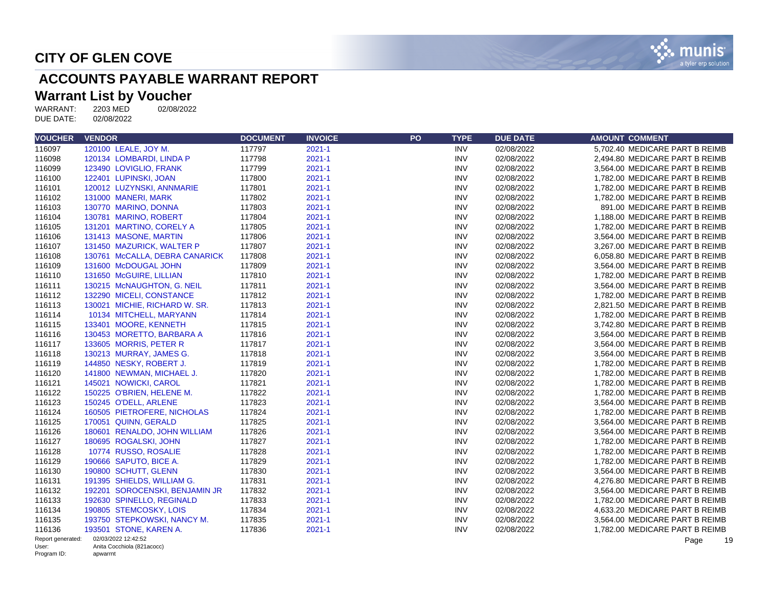# CITY OF GLEN COVE

## ACCOUNTS PAYABLE WARRANT REPORT

## Warrant List by Voucher

WARRANT: 2203 MED 02/08/2022
DUE DATE: 02/08/2022

| VOUCHER | VENDOR | DOCUMENT | INVOICE | PO | TYPE | DUE DATE | AMOUNT | COMMENT |
|---|---|---|---|---|---|---|---|---|
| 116097 | 120100 LEALE, JOY M. | 117797 | 2021-1 | | INV | 02/08/2022 | 5,702.40 | MEDICARE PART B REIMB |
| 116098 | 120134 LOMBARDI, LINDA P | 117798 | 2021-1 | | INV | 02/08/2022 | 2,494.80 | MEDICARE PART B REIMB |
| 116099 | 123490 LOVIGLIO, FRANK | 117799 | 2021-1 | | INV | 02/08/2022 | 3,564.00 | MEDICARE PART B REIMB |
| 116100 | 122401 LUPINSKI, JOAN | 117800 | 2021-1 | | INV | 02/08/2022 | 1,782.00 | MEDICARE PART B REIMB |
| 116101 | 120012 LUZYNSKI, ANNMARIE | 117801 | 2021-1 | | INV | 02/08/2022 | 1,782.00 | MEDICARE PART B REIMB |
| 116102 | 131000 MANERI, MARK | 117802 | 2021-1 | | INV | 02/08/2022 | 1,782.00 | MEDICARE PART B REIMB |
| 116103 | 130770 MARINO, DONNA | 117803 | 2021-1 | | INV | 02/08/2022 | 891.00 | MEDICARE PART B REIMB |
| 116104 | 130781 MARINO, ROBERT | 117804 | 2021-1 | | INV | 02/08/2022 | 1,188.00 | MEDICARE PART B REIMB |
| 116105 | 131201 MARTINO, CORELY A | 117805 | 2021-1 | | INV | 02/08/2022 | 1,782.00 | MEDICARE PART B REIMB |
| 116106 | 131413 MASONE, MARTIN | 117806 | 2021-1 | | INV | 02/08/2022 | 3,564.00 | MEDICARE PART B REIMB |
| 116107 | 131450 MAZURICK, WALTER P | 117807 | 2021-1 | | INV | 02/08/2022 | 3,267.00 | MEDICARE PART B REIMB |
| 116108 | 130761 McCALLA, DEBRA CANARICK | 117808 | 2021-1 | | INV | 02/08/2022 | 6,058.80 | MEDICARE PART B REIMB |
| 116109 | 131600 McDOUGAL JOHN | 117809 | 2021-1 | | INV | 02/08/2022 | 3,564.00 | MEDICARE PART B REIMB |
| 116110 | 131650 McGUIRE, LILLIAN | 117810 | 2021-1 | | INV | 02/08/2022 | 1,782.00 | MEDICARE PART B REIMB |
| 116111 | 130215 McNAUGHTON, G. NEIL | 117811 | 2021-1 | | INV | 02/08/2022 | 3,564.00 | MEDICARE PART B REIMB |
| 116112 | 132290 MICELI, CONSTANCE | 117812 | 2021-1 | | INV | 02/08/2022 | 1,782.00 | MEDICARE PART B REIMB |
| 116113 | 130021 MICHIE, RICHARD W. SR. | 117813 | 2021-1 | | INV | 02/08/2022 | 2,821.50 | MEDICARE PART B REIMB |
| 116114 | 10134 MITCHELL, MARYANN | 117814 | 2021-1 | | INV | 02/08/2022 | 1,782.00 | MEDICARE PART B REIMB |
| 116115 | 133401 MOORE, KENNETH | 117815 | 2021-1 | | INV | 02/08/2022 | 3,742.80 | MEDICARE PART B REIMB |
| 116116 | 130453 MORETTO, BARBARA A | 117816 | 2021-1 | | INV | 02/08/2022 | 3,564.00 | MEDICARE PART B REIMB |
| 116117 | 133605 MORRIS, PETER R | 117817 | 2021-1 | | INV | 02/08/2022 | 3,564.00 | MEDICARE PART B REIMB |
| 116118 | 130213 MURRAY, JAMES G. | 117818 | 2021-1 | | INV | 02/08/2022 | 3,564.00 | MEDICARE PART B REIMB |
| 116119 | 144850 NESKY, ROBERT J. | 117819 | 2021-1 | | INV | 02/08/2022 | 1,782.00 | MEDICARE PART B REIMB |
| 116120 | 141800 NEWMAN, MICHAEL J. | 117820 | 2021-1 | | INV | 02/08/2022 | 1,782.00 | MEDICARE PART B REIMB |
| 116121 | 145021 NOWICKI, CAROL | 117821 | 2021-1 | | INV | 02/08/2022 | 1,782.00 | MEDICARE PART B REIMB |
| 116122 | 150225 O'BRIEN, HELENE M. | 117822 | 2021-1 | | INV | 02/08/2022 | 1,782.00 | MEDICARE PART B REIMB |
| 116123 | 150245 O'DELL, ARLENE | 117823 | 2021-1 | | INV | 02/08/2022 | 3,564.00 | MEDICARE PART B REIMB |
| 116124 | 160505 PIETROFERE, NICHOLAS | 117824 | 2021-1 | | INV | 02/08/2022 | 1,782.00 | MEDICARE PART B REIMB |
| 116125 | 170051 QUINN, GERALD | 117825 | 2021-1 | | INV | 02/08/2022 | 3,564.00 | MEDICARE PART B REIMB |
| 116126 | 180601 RENALDO, JOHN WILLIAM | 117826 | 2021-1 | | INV | 02/08/2022 | 3,564.00 | MEDICARE PART B REIMB |
| 116127 | 180695 ROGALSKI, JOHN | 117827 | 2021-1 | | INV | 02/08/2022 | 1,782.00 | MEDICARE PART B REIMB |
| 116128 | 10774 RUSSO, ROSALIE | 117828 | 2021-1 | | INV | 02/08/2022 | 1,782.00 | MEDICARE PART B REIMB |
| 116129 | 190666 SAPUTO, BICE A. | 117829 | 2021-1 | | INV | 02/08/2022 | 1,782.00 | MEDICARE PART B REIMB |
| 116130 | 190800 SCHUTT, GLENN | 117830 | 2021-1 | | INV | 02/08/2022 | 3,564.00 | MEDICARE PART B REIMB |
| 116131 | 191395 SHIELDS, WILLIAM G. | 117831 | 2021-1 | | INV | 02/08/2022 | 4,276.80 | MEDICARE PART B REIMB |
| 116132 | 192201 SOROCENSKI, BENJAMIN JR | 117832 | 2021-1 | | INV | 02/08/2022 | 3,564.00 | MEDICARE PART B REIMB |
| 116133 | 192630 SPINELLO, REGINALD | 117833 | 2021-1 | | INV | 02/08/2022 | 1,782.00 | MEDICARE PART B REIMB |
| 116134 | 190805 STEMCOSKY, LOIS | 117834 | 2021-1 | | INV | 02/08/2022 | 4,633.20 | MEDICARE PART B REIMB |
| 116135 | 193750 STEPKOWSKI, NANCY M. | 117835 | 2021-1 | | INV | 02/08/2022 | 3,564.00 | MEDICARE PART B REIMB |
| 116136 | 193501 STONE, KAREN A. | 117836 | 2021-1 | | INV | 02/08/2022 | 1,782.00 | MEDICARE PART B REIMB |

Report generated: 02/03/2022 12:42:52
User: Anita Cocchiola (821acocc)
Program ID: apwarrnt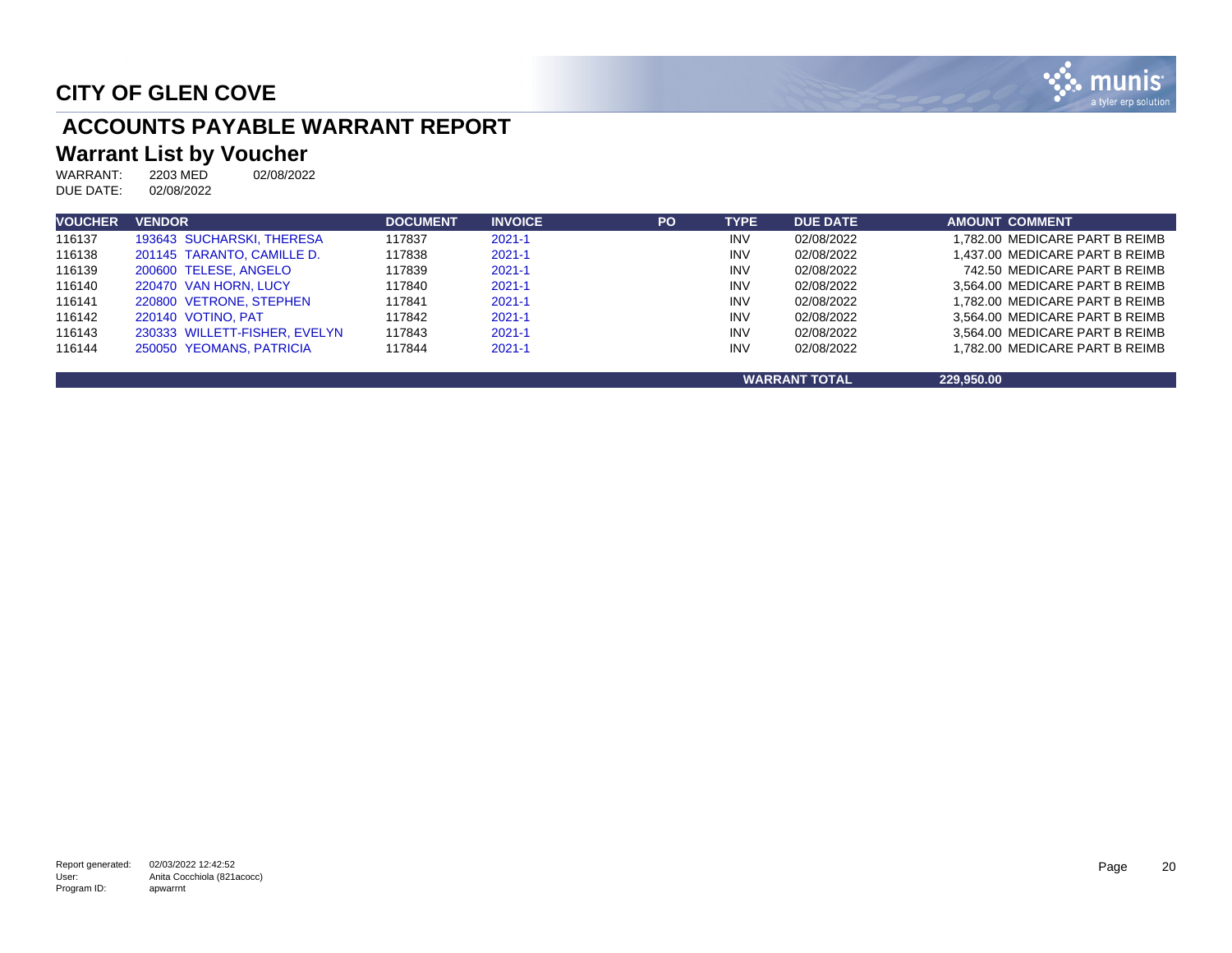# CITY OF GLEN COVE

## ACCOUNTS PAYABLE WARRANT REPORT

### Warrant List by Voucher

WARRANT: 2203 MED 02/08/2022
DUE DATE: 02/08/2022

| VOUCHER | VENDOR | DOCUMENT | INVOICE | PO | TYPE | DUE DATE | AMOUNT | COMMENT |
|---|---|---|---|---|---|---|---|---|
| 116137 | 193643 SUCHARSKI, THERESA | 117837 | 2021-1 | | INV | 02/08/2022 | 1,782.00 | MEDICARE PART B REIMB |
| 116138 | 201145 TARANTO, CAMILLE D. | 117838 | 2021-1 | | INV | 02/08/2022 | 1,437.00 | MEDICARE PART B REIMB |
| 116139 | 200600 TELESE, ANGELO | 117839 | 2021-1 | | INV | 02/08/2022 | 742.50 | MEDICARE PART B REIMB |
| 116140 | 220470 VAN HORN, LUCY | 117840 | 2021-1 | | INV | 02/08/2022 | 3,564.00 | MEDICARE PART B REIMB |
| 116141 | 220800 VETRONE, STEPHEN | 117841 | 2021-1 | | INV | 02/08/2022 | 1,782.00 | MEDICARE PART B REIMB |
| 116142 | 220140 VOTINO, PAT | 117842 | 2021-1 | | INV | 02/08/2022 | 3,564.00 | MEDICARE PART B REIMB |
| 116143 | 230333 WILLETT-FISHER, EVELYN | 117843 | 2021-1 | | INV | 02/08/2022 | 3,564.00 | MEDICARE PART B REIMB |
| 116144 | 250050 YEOMANS, PATRICIA | 117844 | 2021-1 | | INV | 02/08/2022 | 1,782.00 | MEDICARE PART B REIMB |
| | | | | | | **WARRANT TOTAL** | **229,950.00** | |

Report generated: 02/03/2022 12:42:52
User: Anita Cocchiola (821acocc)
Program ID: apwarrnt